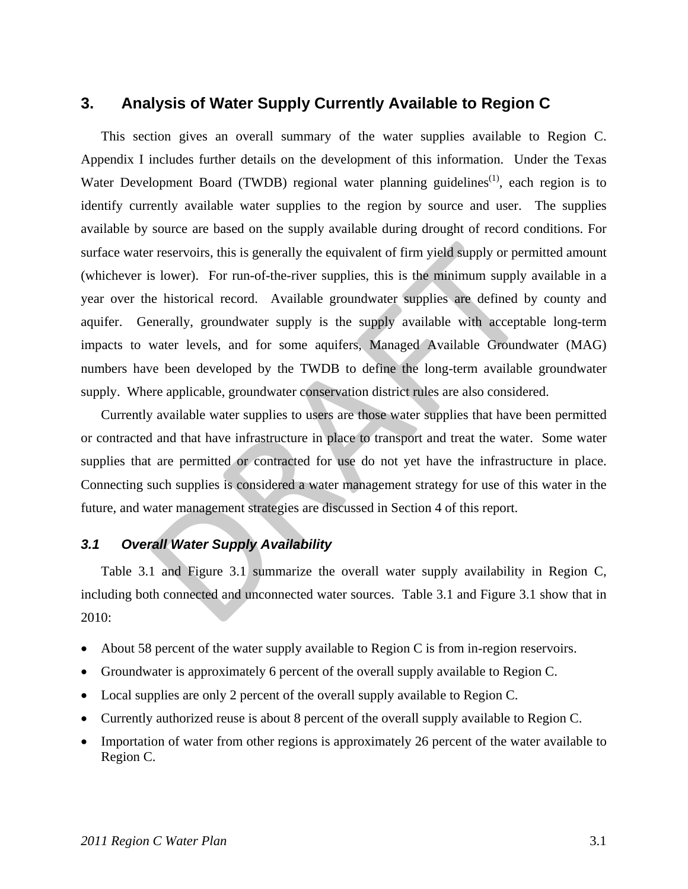# 3. Analysis of Water Supply Currently Available to Region C

This section gives an overall summary of the water supplies available to Region C. Appendix I includes further details on the development of this information. Under the Texas Water Development Board (TWDB) regional water planning guidelines[(1)], each region is to identify currently available water supplies to the region by source and user. The supplies available by source are based on the supply available during drought of record conditions. For surface water reservoirs, this is generally the equivalent of firm yield supply or permitted amount (whichever is lower). For run-of-the-river supplies, this is the minimum supply available in a year over the historical record. Available groundwater supplies are defined by county and aquifer. Generally, groundwater supply is the supply available with acceptable long-term impacts to water levels, and for some aquifers, Managed Available Groundwater (MAG) numbers have been developed by the TWDB to define the long-term available groundwater supply. Where applicable, groundwater conservation district rules are also considered.

Currently available water supplies to users are those water supplies that have been permitted or contracted and that have infrastructure in place to transport and treat the water. Some water supplies that are permitted or contracted for use do not yet have the infrastructure in place. Connecting such supplies is considered a water management strategy for use of this water in the future, and water management strategies are discussed in Section 4 of this report.

## *3.1 Overall Water Supply Availability*

Table 3.1 and Figure 3.1 summarize the overall water supply availability in Region C, including both connected and unconnected water sources. Table 3.1 and Figure 3.1 show that in 2010:

- About 58 percent of the water supply available to Region C is from in-region reservoirs.
- Groundwater is approximately 6 percent of the overall supply available to Region C.
- Local supplies are only 2 percent of the overall supply available to Region C.
- Currently authorized reuse is about 8 percent of the overall supply available to Region C.
- Importation of water from other regions is approximately 26 percent of the water available to Region C.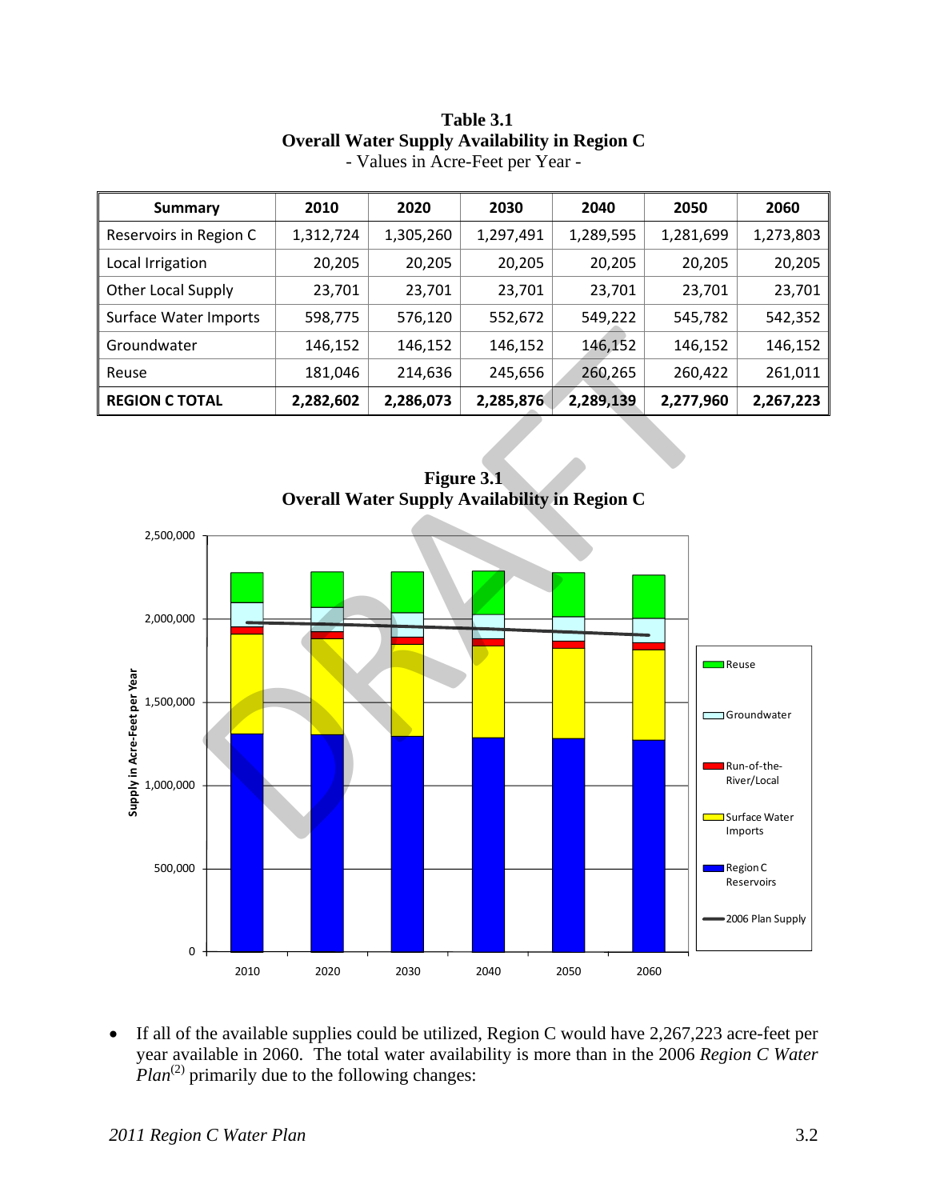**Table 3.1**
**Overall Water Supply Availability in Region C**
- Values in Acre-Feet per Year -

| Summary | 2010 | 2020 | 2030 | 2040 | 2050 | 2060 |
|---|---|---|---|---|---|---|
| Reservoirs in Region C | 1,312,724 | 1,305,260 | 1,297,491 | 1,289,595 | 1,281,699 | 1,273,803 |
| Local Irrigation | 20,205 | 20,205 | 20,205 | 20,205 | 20,205 | 20,205 |
| Other Local Supply | 23,701 | 23,701 | 23,701 | 23,701 | 23,701 | 23,701 |
| Surface Water Imports | 598,775 | 576,120 | 552,672 | 549,222 | 545,782 | 542,352 |
| Groundwater | 146,152 | 146,152 | 146,152 | 146,152 | 146,152 | 146,152 |
| Reuse | 181,046 | 214,636 | 245,656 | 260,265 | 260,422 | 261,011 |
| **REGION C TOTAL** | **2,282,602** | **2,286,073** | **2,285,876** | **2,289,139** | **2,277,960** | **2,267,223** |

**Figure 3.1**
**Overall Water Supply Availability in Region C**

- If all of the available supplies could be utilized, Region C would have 2,267,223 acre-feet per year available in 2060. The total water availability is more than in the 2006 *Region C Water Plan*[(2)] primarily due to the following changes: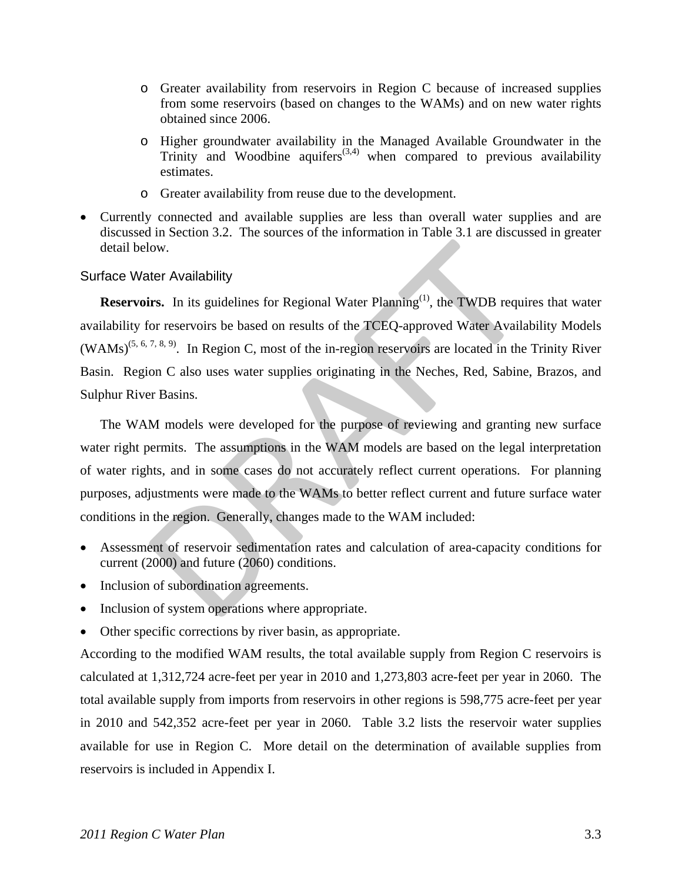- Greater availability from reservoirs in Region C because of increased supplies from some reservoirs (based on changes to the WAMs) and on new water rights obtained since 2006.
  - Higher groundwater availability in the Managed Available Groundwater in the Trinity and Woodbine aquifers[3,4] when compared to previous availability estimates.
  - Greater availability from reuse due to the development.
- Currently connected and available supplies are less than overall water supplies and are discussed in Section 3.2. The sources of the information in Table 3.1 are discussed in greater detail below.

### Surface Water Availability

**Reservoirs.** In its guidelines for Regional Water Planning[1], the TWDB requires that water availability for reservoirs be based on results of the TCEQ-approved Water Availability Models (WAMs)[5, 6, 7, 8, 9]. In Region C, most of the in-region reservoirs are located in the Trinity River Basin. Region C also uses water supplies originating in the Neches, Red, Sabine, Brazos, and Sulphur River Basins.

The WAM models were developed for the purpose of reviewing and granting new surface water right permits. The assumptions in the WAM models are based on the legal interpretation of water rights, and in some cases do not accurately reflect current operations. For planning purposes, adjustments were made to the WAMs to better reflect current and future surface water conditions in the region. Generally, changes made to the WAM included:

- Assessment of reservoir sedimentation rates and calculation of area-capacity conditions for current (2000) and future (2060) conditions.
- Inclusion of subordination agreements.
- Inclusion of system operations where appropriate.
- Other specific corrections by river basin, as appropriate.

According to the modified WAM results, the total available supply from Region C reservoirs is calculated at 1,312,724 acre-feet per year in 2010 and 1,273,803 acre-feet per year in 2060. The total available supply from imports from reservoirs in other regions is 598,775 acre-feet per year in 2010 and 542,352 acre-feet per year in 2060. Table 3.2 lists the reservoir water supplies available for use in Region C. More detail on the determination of available supplies from reservoirs is included in Appendix I.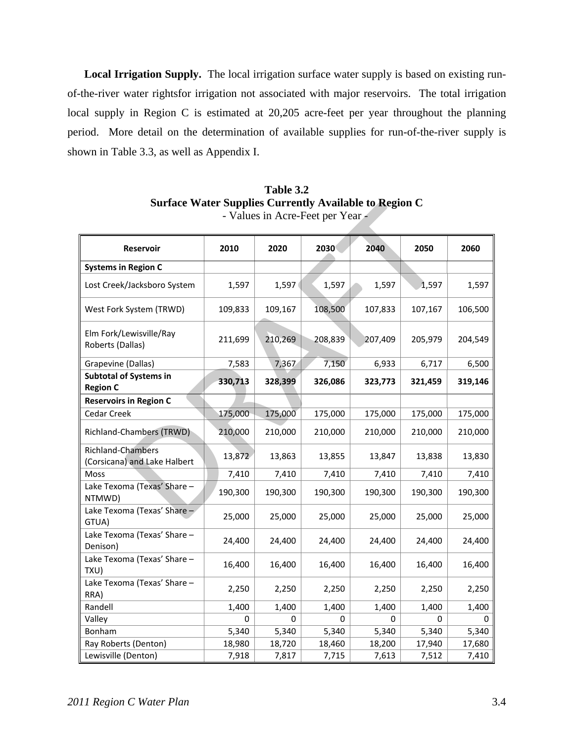**Local Irrigation Supply.** The local irrigation surface water supply is based on existing run-of-the-river water rightsfor irrigation not associated with major reservoirs. The total irrigation local supply in Region C is estimated at 20,205 acre-feet per year throughout the planning period. More detail on the determination of available supplies for run-of-the-river supply is shown in Table 3.3, as well as Appendix I.

**Table 3.2**
**Surface Water Supplies Currently Available to Region C**
- Values in Acre-Feet per Year -

| Reservoir | 2010 | 2020 | 2030 | 2040 | 2050 | 2060 |
|---|---|---|---|---|---|---|
| **Systems in Region C** | | | | | | |
| Lost Creek/Jacksboro System | 1,597 | 1,597 | 1,597 | 1,597 | 1,597 | 1,597 |
| West Fork System (TRWD) | 109,833 | 109,167 | 108,500 | 107,833 | 107,167 | 106,500 |
| Elm Fork/Lewisville/Ray Roberts (Dallas) | 211,699 | 210,269 | 208,839 | 207,409 | 205,979 | 204,549 |
| Grapevine (Dallas) | 7,583 | 7,367 | 7,150 | 6,933 | 6,717 | 6,500 |
| **Subtotal of Systems in Region C** | **330,713** | **328,399** | **326,086** | **323,773** | **321,459** | **319,146** |
| **Reservoirs in Region C** | | | | | | |
| Cedar Creek | 175,000 | 175,000 | 175,000 | 175,000 | 175,000 | 175,000 |
| Richland-Chambers (TRWD) | 210,000 | 210,000 | 210,000 | 210,000 | 210,000 | 210,000 |
| Richland-Chambers (Corsicana) and Lake Halbert | 13,872 | 13,863 | 13,855 | 13,847 | 13,838 | 13,830 |
| Moss | 7,410 | 7,410 | 7,410 | 7,410 | 7,410 | 7,410 |
| Lake Texoma (Texas' Share – NTMWD) | 190,300 | 190,300 | 190,300 | 190,300 | 190,300 | 190,300 |
| Lake Texoma (Texas' Share – GTUA) | 25,000 | 25,000 | 25,000 | 25,000 | 25,000 | 25,000 |
| Lake Texoma (Texas' Share – Denison) | 24,400 | 24,400 | 24,400 | 24,400 | 24,400 | 24,400 |
| Lake Texoma (Texas' Share – TXU) | 16,400 | 16,400 | 16,400 | 16,400 | 16,400 | 16,400 |
| Lake Texoma (Texas' Share – RRA) | 2,250 | 2,250 | 2,250 | 2,250 | 2,250 | 2,250 |
| Randell | 1,400 | 1,400 | 1,400 | 1,400 | 1,400 | 1,400 |
| Valley | 0 | 0 | 0 | 0 | 0 | 0 |
| Bonham | 5,340 | 5,340 | 5,340 | 5,340 | 5,340 | 5,340 |
| Ray Roberts (Denton) | 18,980 | 18,720 | 18,460 | 18,200 | 17,940 | 17,680 |
| Lewisville (Denton) | 7,918 | 7,817 | 7,715 | 7,613 | 7,512 | 7,410 |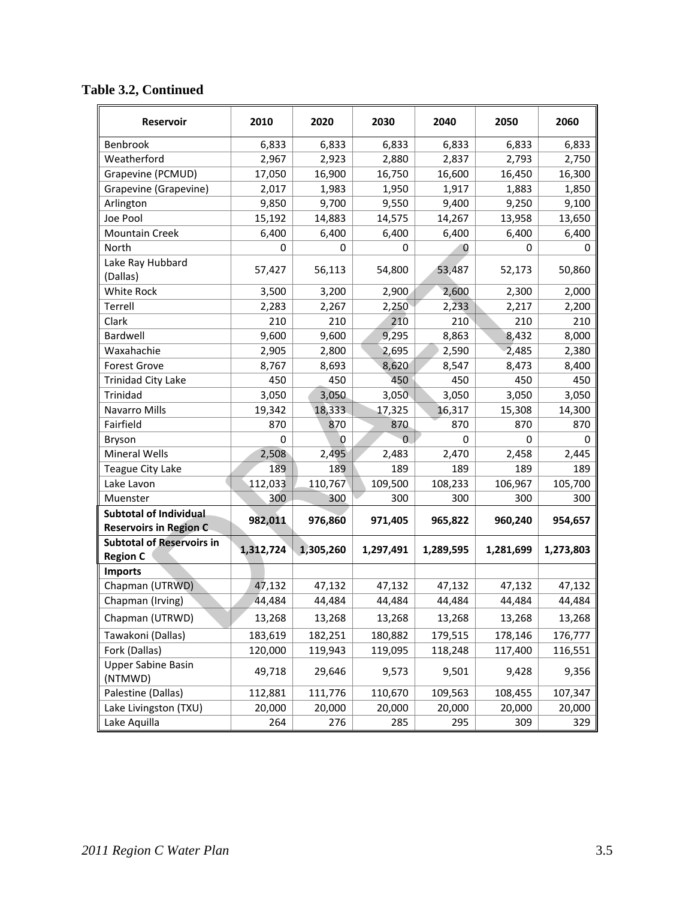**Table 3.2, Continued**

| Reservoir | 2010 | 2020 | 2030 | 2040 | 2050 | 2060 |
|---|---|---|---|---|---|---|
| Benbrook | 6,833 | 6,833 | 6,833 | 6,833 | 6,833 | 6,833 |
| Weatherford | 2,967 | 2,923 | 2,880 | 2,837 | 2,793 | 2,750 |
| Grapevine (PCMUD) | 17,050 | 16,900 | 16,750 | 16,600 | 16,450 | 16,300 |
| Grapevine (Grapevine) | 2,017 | 1,983 | 1,950 | 1,917 | 1,883 | 1,850 |
| Arlington | 9,850 | 9,700 | 9,550 | 9,400 | 9,250 | 9,100 |
| Joe Pool | 15,192 | 14,883 | 14,575 | 14,267 | 13,958 | 13,650 |
| Mountain Creek | 6,400 | 6,400 | 6,400 | 6,400 | 6,400 | 6,400 |
| North | 0 | 0 | 0 | 0 | 0 | 0 |
| Lake Ray Hubbard (Dallas) | 57,427 | 56,113 | 54,800 | 53,487 | 52,173 | 50,860 |
| White Rock | 3,500 | 3,200 | 2,900 | 2,600 | 2,300 | 2,000 |
| Terrell | 2,283 | 2,267 | 2,250 | 2,233 | 2,217 | 2,200 |
| Clark | 210 | 210 | 210 | 210 | 210 | 210 |
| Bardwell | 9,600 | 9,600 | 9,295 | 8,863 | 8,432 | 8,000 |
| Waxahachie | 2,905 | 2,800 | 2,695 | 2,590 | 2,485 | 2,380 |
| Forest Grove | 8,767 | 8,693 | 8,620 | 8,547 | 8,473 | 8,400 |
| Trinidad City Lake | 450 | 450 | 450 | 450 | 450 | 450 |
| Trinidad | 3,050 | 3,050 | 3,050 | 3,050 | 3,050 | 3,050 |
| Navarro Mills | 19,342 | 18,333 | 17,325 | 16,317 | 15,308 | 14,300 |
| Fairfield | 870 | 870 | 870 | 870 | 870 | 870 |
| Bryson | 0 | 0 | 0 | 0 | 0 | 0 |
| Mineral Wells | 2,508 | 2,495 | 2,483 | 2,470 | 2,458 | 2,445 |
| Teague City Lake | 189 | 189 | 189 | 189 | 189 | 189 |
| Lake Lavon | 112,033 | 110,767 | 109,500 | 108,233 | 106,967 | 105,700 |
| Muenster | 300 | 300 | 300 | 300 | 300 | 300 |
| **Subtotal of Individual Reservoirs in Region C** | **982,011** | **976,860** | **971,405** | **965,822** | **960,240** | **954,657** |
| **Subtotal of Reservoirs in Region C** | **1,312,724** | **1,305,260** | **1,297,491** | **1,289,595** | **1,281,699** | **1,273,803** |
| **Imports** | | | | | | |
| Chapman (UTRWD) | 47,132 | 47,132 | 47,132 | 47,132 | 47,132 | 47,132 |
| Chapman (Irving) | 44,484 | 44,484 | 44,484 | 44,484 | 44,484 | 44,484 |
| Chapman (UTRWD) | 13,268 | 13,268 | 13,268 | 13,268 | 13,268 | 13,268 |
| Tawakoni (Dallas) | 183,619 | 182,251 | 180,882 | 179,515 | 178,146 | 176,777 |
| Fork (Dallas) | 120,000 | 119,943 | 119,095 | 118,248 | 117,400 | 116,551 |
| Upper Sabine Basin (NTMWD) | 49,718 | 29,646 | 9,573 | 9,501 | 9,428 | 9,356 |
| Palestine (Dallas) | 112,881 | 111,776 | 110,670 | 109,563 | 108,455 | 107,347 |
| Lake Livingston (TXU) | 20,000 | 20,000 | 20,000 | 20,000 | 20,000 | 20,000 |
| Lake Aquilla | 264 | 276 | 285 | 295 | 309 | 329 |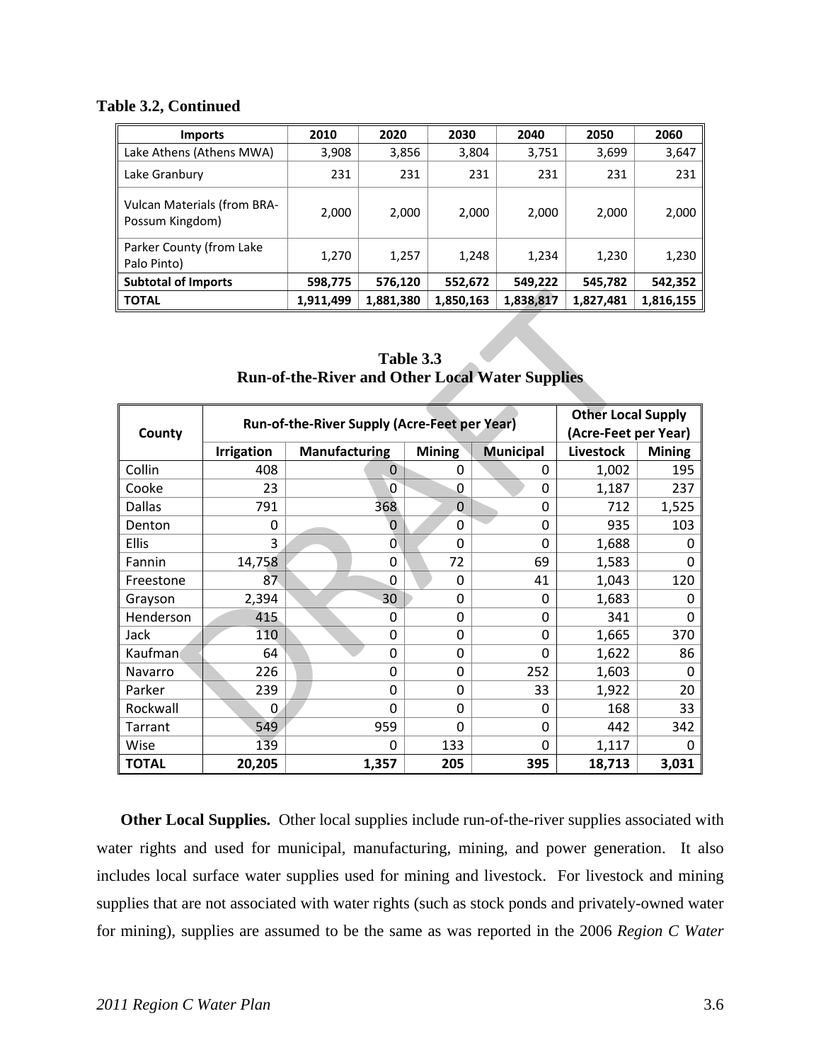**Table 3.2, Continued**

| Imports | 2010 | 2020 | 2030 | 2040 | 2050 | 2060 |
|---|---|---|---|---|---|---|
| Lake Athens (Athens MWA) | 3,908 | 3,856 | 3,804 | 3,751 | 3,699 | 3,647 |
| Lake Granbury | 231 | 231 | 231 | 231 | 231 | 231 |
| Vulcan Materials (from BRA-Possum Kingdom) | 2,000 | 2,000 | 2,000 | 2,000 | 2,000 | 2,000 |
| Parker County (from Lake Palo Pinto) | 1,270 | 1,257 | 1,248 | 1,234 | 1,230 | 1,230 |
| **Subtotal of Imports** | **598,775** | **576,120** | **552,672** | **549,222** | **545,782** | **542,352** |
| **TOTAL** | **1,911,499** | **1,881,380** | **1,850,163** | **1,838,817** | **1,827,481** | **1,816,155** |

**Table 3.3**
**Run-of-the-River and Other Local Water Supplies**

| County | Run-of-the-River Supply (Acre-Feet per Year) | | | | Other Local Supply (Acre-Feet per Year) | |
|---|---|---|---|---|---|---|
| | Irrigation | Manufacturing | Mining | Municipal | Livestock | Mining |
| Collin | 408 | 0 | 0 | 0 | 1,002 | 195 |
| Cooke | 23 | 0 | 0 | 0 | 1,187 | 237 |
| Dallas | 791 | 368 | 0 | 0 | 712 | 1,525 |
| Denton | 0 | 0 | 0 | 0 | 935 | 103 |
| Ellis | 3 | 0 | 0 | 0 | 1,688 | 0 |
| Fannin | 14,758 | 0 | 72 | 69 | 1,583 | 0 |
| Freestone | 87 | 0 | 0 | 41 | 1,043 | 120 |
| Grayson | 2,394 | 30 | 0 | 0 | 1,683 | 0 |
| Henderson | 415 | 0 | 0 | 0 | 341 | 0 |
| Jack | 110 | 0 | 0 | 0 | 1,665 | 370 |
| Kaufman | 64 | 0 | 0 | 0 | 1,622 | 86 |
| Navarro | 226 | 0 | 0 | 252 | 1,603 | 0 |
| Parker | 239 | 0 | 0 | 33 | 1,922 | 20 |
| Rockwall | 0 | 0 | 0 | 0 | 168 | 33 |
| Tarrant | 549 | 959 | 0 | 0 | 442 | 342 |
| Wise | 139 | 0 | 133 | 0 | 1,117 | 0 |
| **TOTAL** | **20,205** | **1,357** | **205** | **395** | **18,713** | **3,031** |

**Other Local Supplies.** Other local supplies include run-of-the-river supplies associated with water rights and used for municipal, manufacturing, mining, and power generation. It also includes local surface water supplies used for mining and livestock. For livestock and mining supplies that are not associated with water rights (such as stock ponds and privately-owned water for mining), supplies are assumed to be the same as was reported in the 2006 *Region C Water*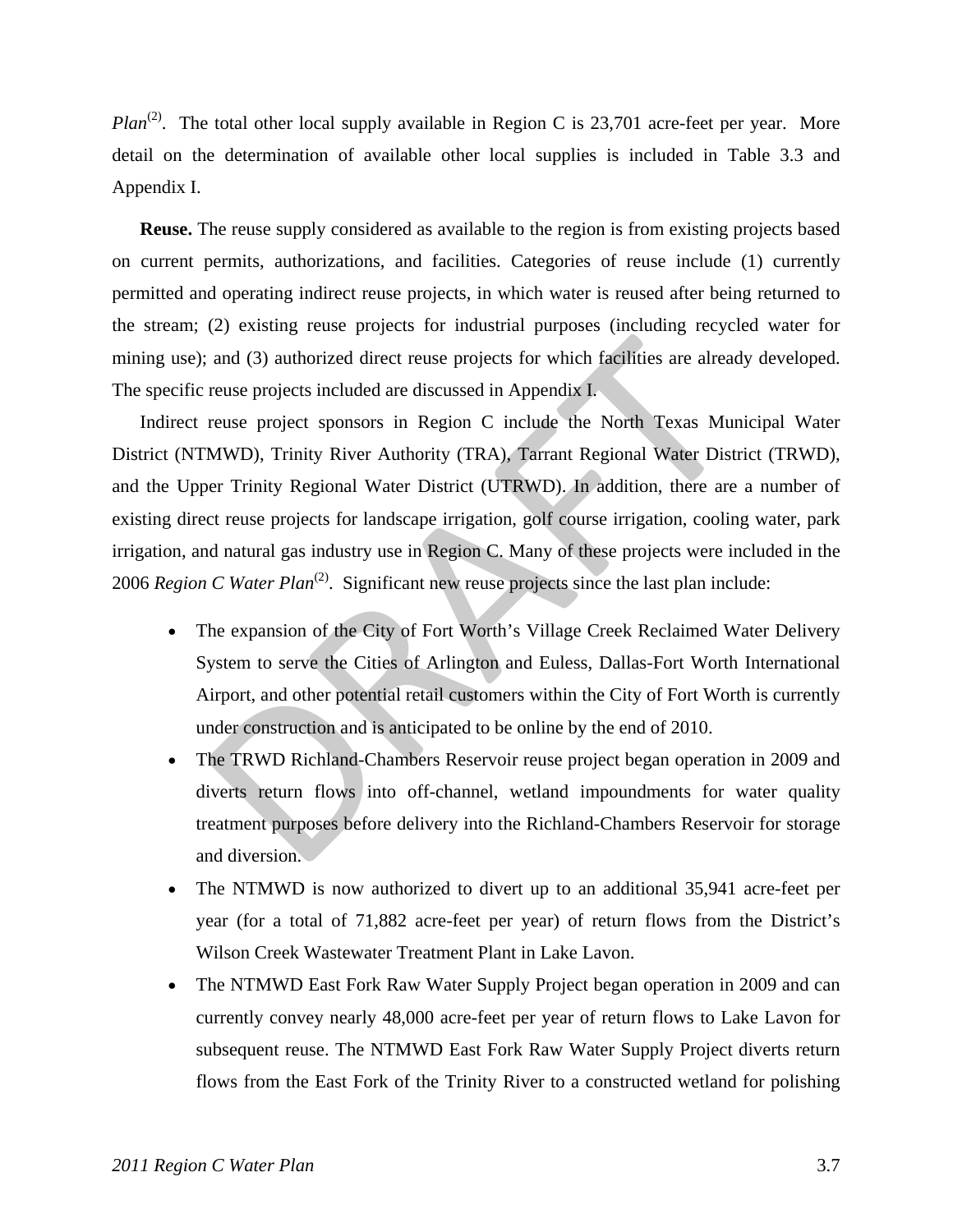*Plan*[2]. The total other local supply available in Region C is 23,701 acre-feet per year. More detail on the determination of available other local supplies is included in Table 3.3 and Appendix I.

**Reuse.** The reuse supply considered as available to the region is from existing projects based on current permits, authorizations, and facilities. Categories of reuse include (1) currently permitted and operating indirect reuse projects, in which water is reused after being returned to the stream; (2) existing reuse projects for industrial purposes (including recycled water for mining use); and (3) authorized direct reuse projects for which facilities are already developed. The specific reuse projects included are discussed in Appendix I.

Indirect reuse project sponsors in Region C include the North Texas Municipal Water District (NTMWD), Trinity River Authority (TRA), Tarrant Regional Water District (TRWD), and the Upper Trinity Regional Water District (UTRWD). In addition, there are a number of existing direct reuse projects for landscape irrigation, golf course irrigation, cooling water, park irrigation, and natural gas industry use in Region C. Many of these projects were included in the 2006 *Region C Water Plan*[2]. Significant new reuse projects since the last plan include:

- The expansion of the City of Fort Worth's Village Creek Reclaimed Water Delivery System to serve the Cities of Arlington and Euless, Dallas-Fort Worth International Airport, and other potential retail customers within the City of Fort Worth is currently under construction and is anticipated to be online by the end of 2010.
- The TRWD Richland-Chambers Reservoir reuse project began operation in 2009 and diverts return flows into off-channel, wetland impoundments for water quality treatment purposes before delivery into the Richland-Chambers Reservoir for storage and diversion.
- The NTMWD is now authorized to divert up to an additional 35,941 acre-feet per year (for a total of 71,882 acre-feet per year) of return flows from the District's Wilson Creek Wastewater Treatment Plant in Lake Lavon.
- The NTMWD East Fork Raw Water Supply Project began operation in 2009 and can currently convey nearly 48,000 acre-feet per year of return flows to Lake Lavon for subsequent reuse. The NTMWD East Fork Raw Water Supply Project diverts return flows from the East Fork of the Trinity River to a constructed wetland for polishing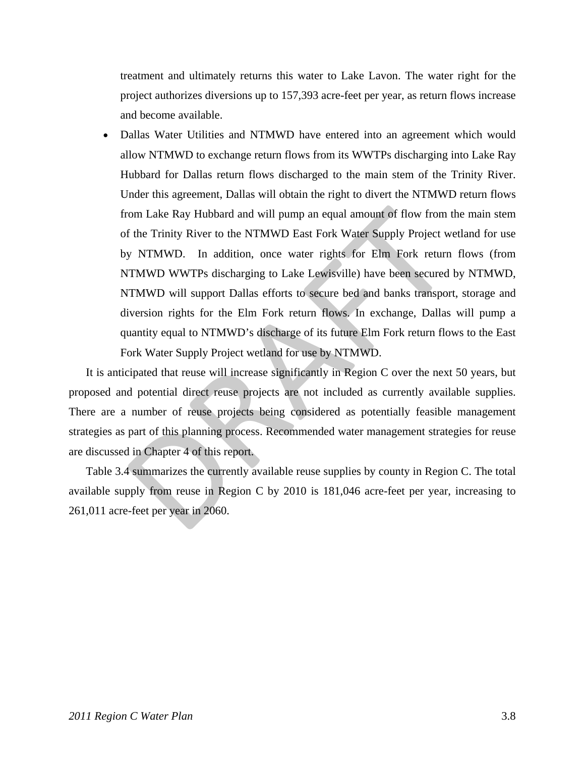treatment and ultimately returns this water to Lake Lavon. The water right for the project authorizes diversions up to 157,393 acre-feet per year, as return flows increase and become available.

- Dallas Water Utilities and NTMWD have entered into an agreement which would allow NTMWD to exchange return flows from its WWTPs discharging into Lake Ray Hubbard for Dallas return flows discharged to the main stem of the Trinity River. Under this agreement, Dallas will obtain the right to divert the NTMWD return flows from Lake Ray Hubbard and will pump an equal amount of flow from the main stem of the Trinity River to the NTMWD East Fork Water Supply Project wetland for use by NTMWD. In addition, once water rights for Elm Fork return flows (from NTMWD WWTPs discharging to Lake Lewisville) have been secured by NTMWD, NTMWD will support Dallas efforts to secure bed and banks transport, storage and diversion rights for the Elm Fork return flows. In exchange, Dallas will pump a quantity equal to NTMWD's discharge of its future Elm Fork return flows to the East Fork Water Supply Project wetland for use by NTMWD.

It is anticipated that reuse will increase significantly in Region C over the next 50 years, but proposed and potential direct reuse projects are not included as currently available supplies. There are a number of reuse projects being considered as potentially feasible management strategies as part of this planning process. Recommended water management strategies for reuse are discussed in Chapter 4 of this report.

Table 3.4 summarizes the currently available reuse supplies by county in Region C. The total available supply from reuse in Region C by 2010 is 181,046 acre-feet per year, increasing to 261,011 acre-feet per year in 2060.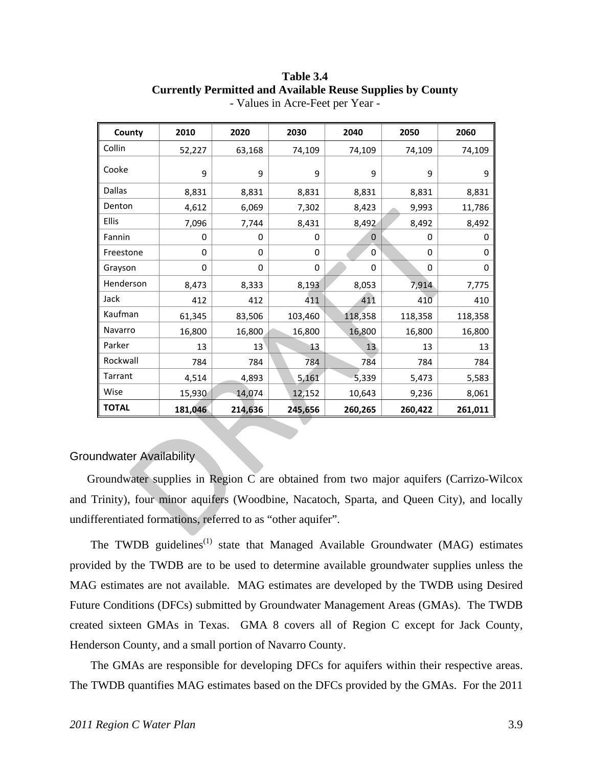**Table 3.4**
**Currently Permitted and Available Reuse Supplies by County**
- Values in Acre-Feet per Year -

| County | 2010 | 2020 | 2030 | 2040 | 2050 | 2060 |
|---|---|---|---|---|---|---|
| Collin | 52,227 | 63,168 | 74,109 | 74,109 | 74,109 | 74,109 |
| Cooke | 9 | 9 | 9 | 9 | 9 | 9 |
| Dallas | 8,831 | 8,831 | 8,831 | 8,831 | 8,831 | 8,831 |
| Denton | 4,612 | 6,069 | 7,302 | 8,423 | 9,993 | 11,786 |
| Ellis | 7,096 | 7,744 | 8,431 | 8,492 | 8,492 | 8,492 |
| Fannin | 0 | 0 | 0 | 0 | 0 | 0 |
| Freestone | 0 | 0 | 0 | 0 | 0 | 0 |
| Grayson | 0 | 0 | 0 | 0 | 0 | 0 |
| Henderson | 8,473 | 8,333 | 8,193 | 8,053 | 7,914 | 7,775 |
| Jack | 412 | 412 | 411 | 411 | 410 | 410 |
| Kaufman | 61,345 | 83,506 | 103,460 | 118,358 | 118,358 | 118,358 |
| Navarro | 16,800 | 16,800 | 16,800 | 16,800 | 16,800 | 16,800 |
| Parker | 13 | 13 | 13 | 13 | 13 | 13 |
| Rockwall | 784 | 784 | 784 | 784 | 784 | 784 |
| Tarrant | 4,514 | 4,893 | 5,161 | 5,339 | 5,473 | 5,583 |
| Wise | 15,930 | 14,074 | 12,152 | 10,643 | 9,236 | 8,061 |
| **TOTAL** | **181,046** | **214,636** | **245,656** | **260,265** | **260,422** | **261,011** |

## Groundwater Availability

Groundwater supplies in Region C are obtained from two major aquifers (Carrizo-Wilcox and Trinity), four minor aquifers (Woodbine, Nacatoch, Sparta, and Queen City), and locally undifferentiated formations, referred to as "other aquifer".

The TWDB guidelines[(1)] state that Managed Available Groundwater (MAG) estimates provided by the TWDB are to be used to determine available groundwater supplies unless the MAG estimates are not available. MAG estimates are developed by the TWDB using Desired Future Conditions (DFCs) submitted by Groundwater Management Areas (GMAs). The TWDB created sixteen GMAs in Texas. GMA 8 covers all of Region C except for Jack County, Henderson County, and a small portion of Navarro County.

The GMAs are responsible for developing DFCs for aquifers within their respective areas. The TWDB quantifies MAG estimates based on the DFCs provided by the GMAs. For the 2011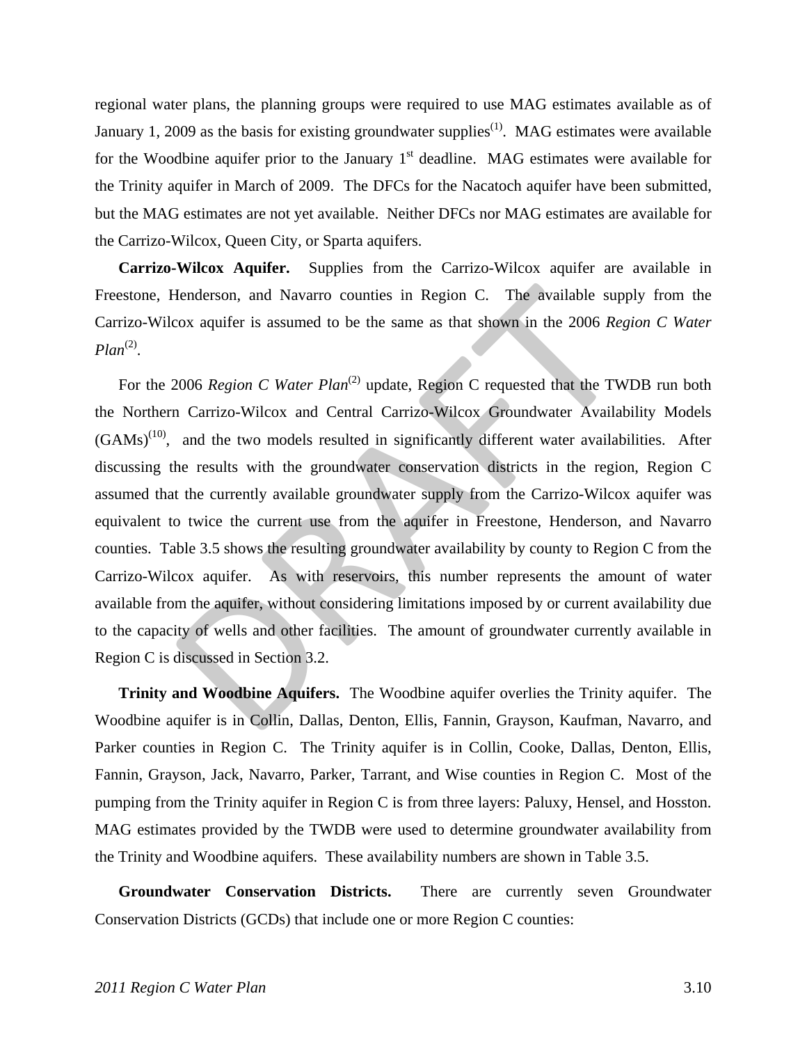regional water plans, the planning groups were required to use MAG estimates available as of January 1, 2009 as the basis for existing groundwater supplies[1]. MAG estimates were available for the Woodbine aquifer prior to the January 1st deadline. MAG estimates were available for the Trinity aquifer in March of 2009. The DFCs for the Nacatoch aquifer have been submitted, but the MAG estimates are not yet available. Neither DFCs nor MAG estimates are available for the Carrizo-Wilcox, Queen City, or Sparta aquifers.

**Carrizo-Wilcox Aquifer.** Supplies from the Carrizo-Wilcox aquifer are available in Freestone, Henderson, and Navarro counties in Region C. The available supply from the Carrizo-Wilcox aquifer is assumed to be the same as that shown in the 2006 *Region C Water Plan*[2].

For the 2006 *Region C Water Plan*[2] update, Region C requested that the TWDB run both the Northern Carrizo-Wilcox and Central Carrizo-Wilcox Groundwater Availability Models (GAMs)[10], and the two models resulted in significantly different water availabilities. After discussing the results with the groundwater conservation districts in the region, Region C assumed that the currently available groundwater supply from the Carrizo-Wilcox aquifer was equivalent to twice the current use from the aquifer in Freestone, Henderson, and Navarro counties. Table 3.5 shows the resulting groundwater availability by county to Region C from the Carrizo-Wilcox aquifer. As with reservoirs, this number represents the amount of water available from the aquifer, without considering limitations imposed by or current availability due to the capacity of wells and other facilities. The amount of groundwater currently available in Region C is discussed in Section 3.2.

**Trinity and Woodbine Aquifers.** The Woodbine aquifer overlies the Trinity aquifer. The Woodbine aquifer is in Collin, Dallas, Denton, Ellis, Fannin, Grayson, Kaufman, Navarro, and Parker counties in Region C. The Trinity aquifer is in Collin, Cooke, Dallas, Denton, Ellis, Fannin, Grayson, Jack, Navarro, Parker, Tarrant, and Wise counties in Region C. Most of the pumping from the Trinity aquifer in Region C is from three layers: Paluxy, Hensel, and Hosston. MAG estimates provided by the TWDB were used to determine groundwater availability from the Trinity and Woodbine aquifers. These availability numbers are shown in Table 3.5.

**Groundwater Conservation Districts.** There are currently seven Groundwater Conservation Districts (GCDs) that include one or more Region C counties: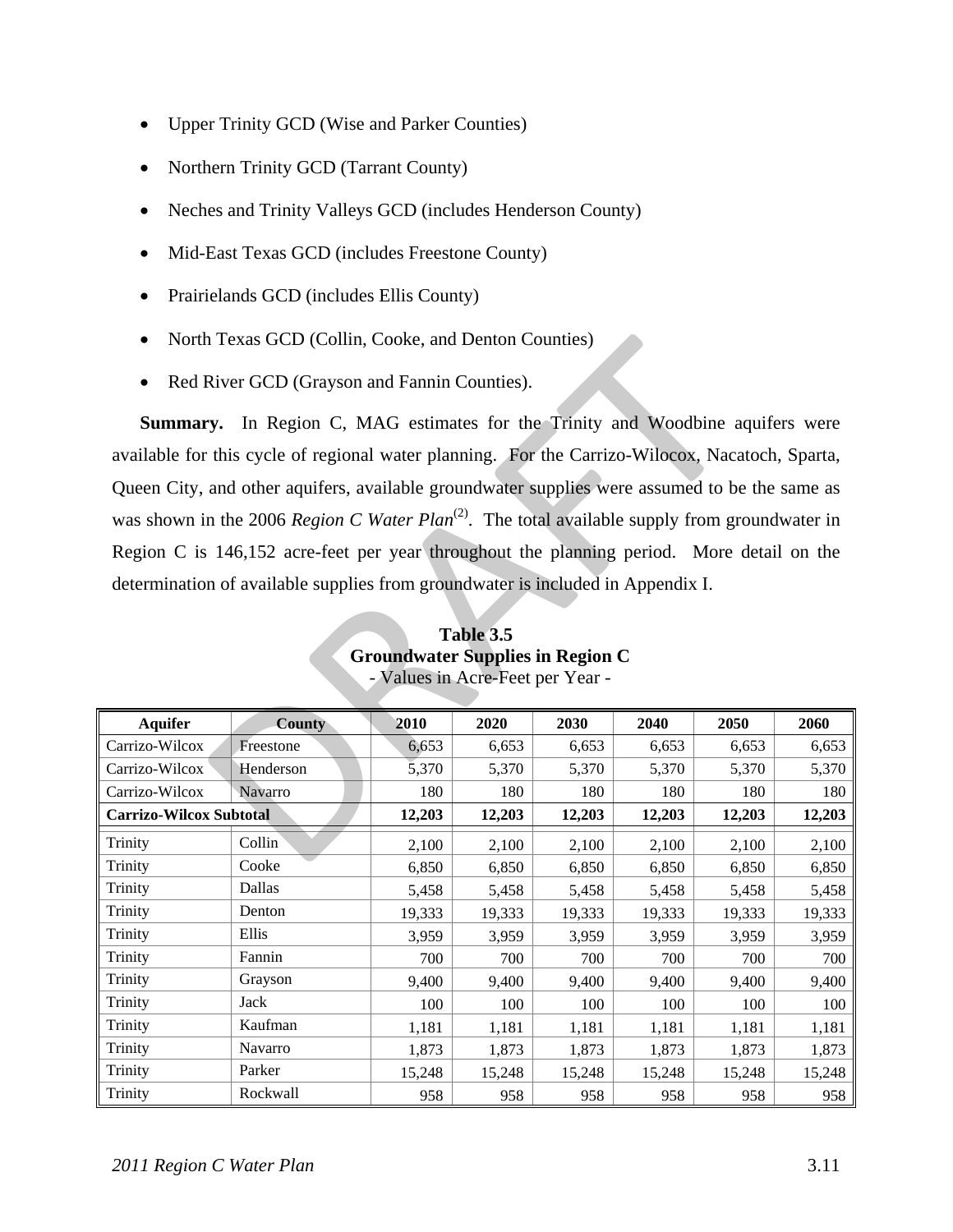- Upper Trinity GCD (Wise and Parker Counties)
- Northern Trinity GCD (Tarrant County)
- Neches and Trinity Valleys GCD (includes Henderson County)
- Mid-East Texas GCD (includes Freestone County)
- Prairielands GCD (includes Ellis County)
- North Texas GCD (Collin, Cooke, and Denton Counties)
- Red River GCD (Grayson and Fannin Counties).

**Summary.** In Region C, MAG estimates for the Trinity and Woodbine aquifers were available for this cycle of regional water planning. For the Carrizo-Wilcox, Nacatoch, Sparta, Queen City, and other aquifers, available groundwater supplies were assumed to be the same as was shown in the 2006 *Region C Water Plan*[2]. The total available supply from groundwater in Region C is 146,152 acre-feet per year throughout the planning period. More detail on the determination of available supplies from groundwater is included in Appendix I.

**Table 3.5**
**Groundwater Supplies in Region C**
- Values in Acre-Feet per Year -

| Aquifer | County | 2010 | 2020 | 2030 | 2040 | 2050 | 2060 |
|---|---|---|---|---|---|---|---|
| Carrizo-Wilcox | Freestone | 6,653 | 6,653 | 6,653 | 6,653 | 6,653 | 6,653 |
| Carrizo-Wilcox | Henderson | 5,370 | 5,370 | 5,370 | 5,370 | 5,370 | 5,370 |
| Carrizo-Wilcox | Navarro | 180 | 180 | 180 | 180 | 180 | 180 |
| **Carrizo-Wilcox Subtotal** | | **12,203** | **12,203** | **12,203** | **12,203** | **12,203** | **12,203** |
| Trinity | Collin | 2,100 | 2,100 | 2,100 | 2,100 | 2,100 | 2,100 |
| Trinity | Cooke | 6,850 | 6,850 | 6,850 | 6,850 | 6,850 | 6,850 |
| Trinity | Dallas | 5,458 | 5,458 | 5,458 | 5,458 | 5,458 | 5,458 |
| Trinity | Denton | 19,333 | 19,333 | 19,333 | 19,333 | 19,333 | 19,333 |
| Trinity | Ellis | 3,959 | 3,959 | 3,959 | 3,959 | 3,959 | 3,959 |
| Trinity | Fannin | 700 | 700 | 700 | 700 | 700 | 700 |
| Trinity | Grayson | 9,400 | 9,400 | 9,400 | 9,400 | 9,400 | 9,400 |
| Trinity | Jack | 100 | 100 | 100 | 100 | 100 | 100 |
| Trinity | Kaufman | 1,181 | 1,181 | 1,181 | 1,181 | 1,181 | 1,181 |
| Trinity | Navarro | 1,873 | 1,873 | 1,873 | 1,873 | 1,873 | 1,873 |
| Trinity | Parker | 15,248 | 15,248 | 15,248 | 15,248 | 15,248 | 15,248 |
| Trinity | Rockwall | 958 | 958 | 958 | 958 | 958 | 958 |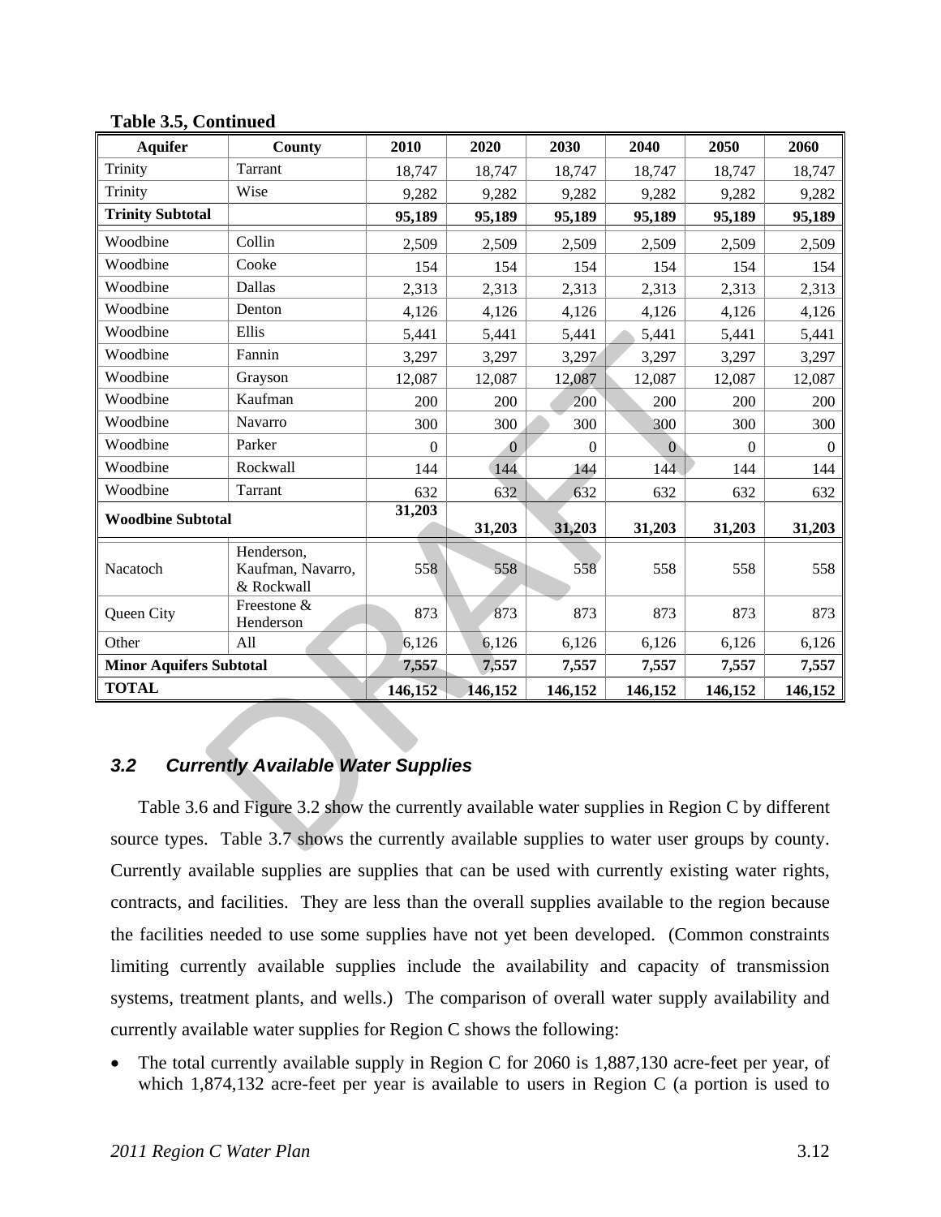**Table 3.5, Continued**

| Aquifer | County | 2010 | 2020 | 2030 | 2040 | 2050 | 2060 |
|---|---|---|---|---|---|---|---|
| Trinity | Tarrant | 18,747 | 18,747 | 18,747 | 18,747 | 18,747 | 18,747 |
| Trinity | Wise | 9,282 | 9,282 | 9,282 | 9,282 | 9,282 | 9,282 |
| **Trinity Subtotal** | | **95,189** | **95,189** | **95,189** | **95,189** | **95,189** | **95,189** |
| Woodbine | Collin | 2,509 | 2,509 | 2,509 | 2,509 | 2,509 | 2,509 |
| Woodbine | Cooke | 154 | 154 | 154 | 154 | 154 | 154 |
| Woodbine | Dallas | 2,313 | 2,313 | 2,313 | 2,313 | 2,313 | 2,313 |
| Woodbine | Denton | 4,126 | 4,126 | 4,126 | 4,126 | 4,126 | 4,126 |
| Woodbine | Ellis | 5,441 | 5,441 | 5,441 | 5,441 | 5,441 | 5,441 |
| Woodbine | Fannin | 3,297 | 3,297 | 3,297 | 3,297 | 3,297 | 3,297 |
| Woodbine | Grayson | 12,087 | 12,087 | 12,087 | 12,087 | 12,087 | 12,087 |
| Woodbine | Kaufman | 200 | 200 | 200 | 200 | 200 | 200 |
| Woodbine | Navarro | 300 | 300 | 300 | 300 | 300 | 300 |
| Woodbine | Parker | 0 | 0 | 0 | 0 | 0 | 0 |
| Woodbine | Rockwall | 144 | 144 | 144 | 144 | 144 | 144 |
| Woodbine | Tarrant | 632 | 632 | 632 | 632 | 632 | 632 |
| **Woodbine Subtotal** | | **31,203** | **31,203** | **31,203** | **31,203** | **31,203** | **31,203** |
| Nacatoch | Henderson, Kaufman, Navarro, & Rockwall | 558 | 558 | 558 | 558 | 558 | 558 |
| Queen City | Freestone & Henderson | 873 | 873 | 873 | 873 | 873 | 873 |
| Other | All | 6,126 | 6,126 | 6,126 | 6,126 | 6,126 | 6,126 |
| **Minor Aquifers Subtotal** | | **7,557** | **7,557** | **7,557** | **7,557** | **7,557** | **7,557** |
| **TOTAL** | | **146,152** | **146,152** | **146,152** | **146,152** | **146,152** | **146,152** |

## *3.2 Currently Available Water Supplies*

Table 3.6 and Figure 3.2 show the currently available water supplies in Region C by different source types. Table 3.7 shows the currently available supplies to water user groups by county. Currently available supplies are supplies that can be used with currently existing water rights, contracts, and facilities. They are less than the overall supplies available to the region because the facilities needed to use some supplies have not yet been developed. (Common constraints limiting currently available supplies include the availability and capacity of transmission systems, treatment plants, and wells.) The comparison of overall water supply availability and currently available water supplies for Region C shows the following:

- The total currently available supply in Region C for 2060 is 1,887,130 acre-feet per year, of which 1,874,132 acre-feet per year is available to users in Region C (a portion is used to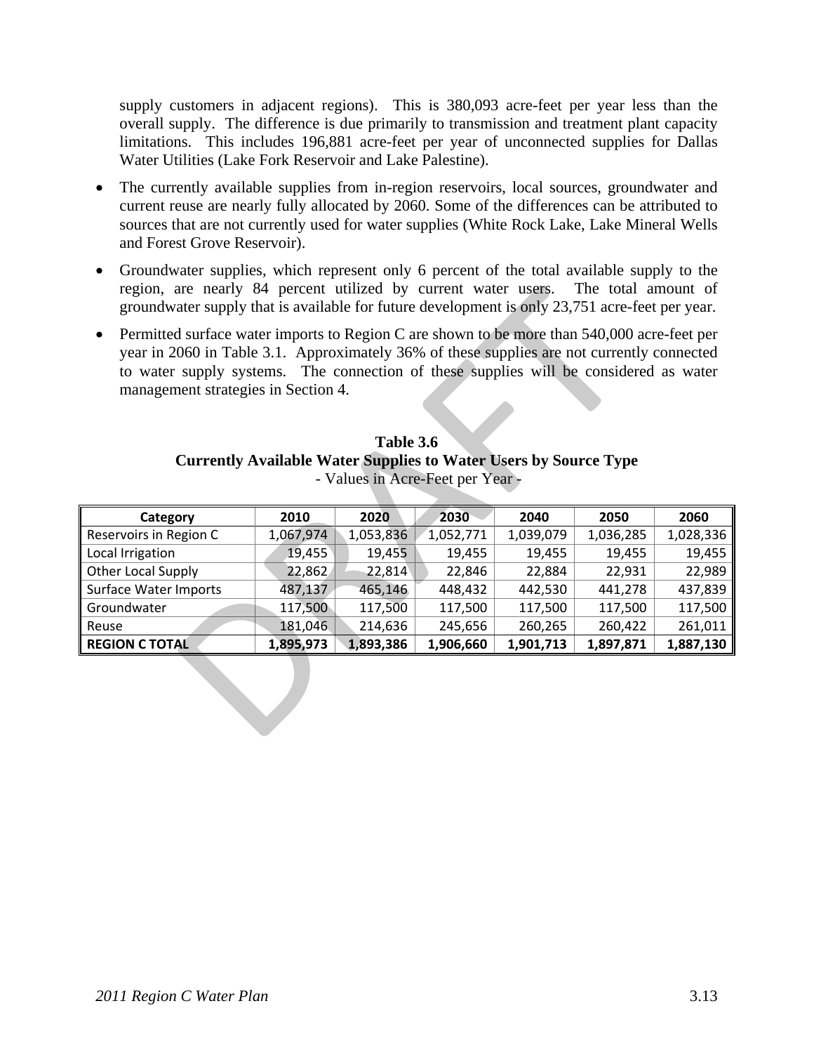supply customers in adjacent regions). This is 380,093 acre-feet per year less than the overall supply. The difference is due primarily to transmission and treatment plant capacity limitations. This includes 196,881 acre-feet per year of unconnected supplies for Dallas Water Utilities (Lake Fork Reservoir and Lake Palestine).

- The currently available supplies from in-region reservoirs, local sources, groundwater and current reuse are nearly fully allocated by 2060. Some of the differences can be attributed to sources that are not currently used for water supplies (White Rock Lake, Lake Mineral Wells and Forest Grove Reservoir).
- Groundwater supplies, which represent only 6 percent of the total available supply to the region, are nearly 84 percent utilized by current water users. The total amount of groundwater supply that is available for future development is only 23,751 acre-feet per year.
- Permitted surface water imports to Region C are shown to be more than 540,000 acre-feet per year in 2060 in Table 3.1. Approximately 36% of these supplies are not currently connected to water supply systems. The connection of these supplies will be considered as water management strategies in Section 4.

**Table 3.6**
**Currently Available Water Supplies to Water Users by Source Type**
- Values in Acre-Feet per Year -

| Category | 2010 | 2020 | 2030 | 2040 | 2050 | 2060 |
|---|---|---|---|---|---|---|
| Reservoirs in Region C | 1,067,974 | 1,053,836 | 1,052,771 | 1,039,079 | 1,036,285 | 1,028,336 |
| Local Irrigation | 19,455 | 19,455 | 19,455 | 19,455 | 19,455 | 19,455 |
| Other Local Supply | 22,862 | 22,814 | 22,846 | 22,884 | 22,931 | 22,989 |
| Surface Water Imports | 487,137 | 465,146 | 448,432 | 442,530 | 441,278 | 437,839 |
| Groundwater | 117,500 | 117,500 | 117,500 | 117,500 | 117,500 | 117,500 |
| Reuse | 181,046 | 214,636 | 245,656 | 260,265 | 260,422 | 261,011 |
| **REGION C TOTAL** | **1,895,973** | **1,893,386** | **1,906,660** | **1,901,713** | **1,897,871** | **1,887,130** |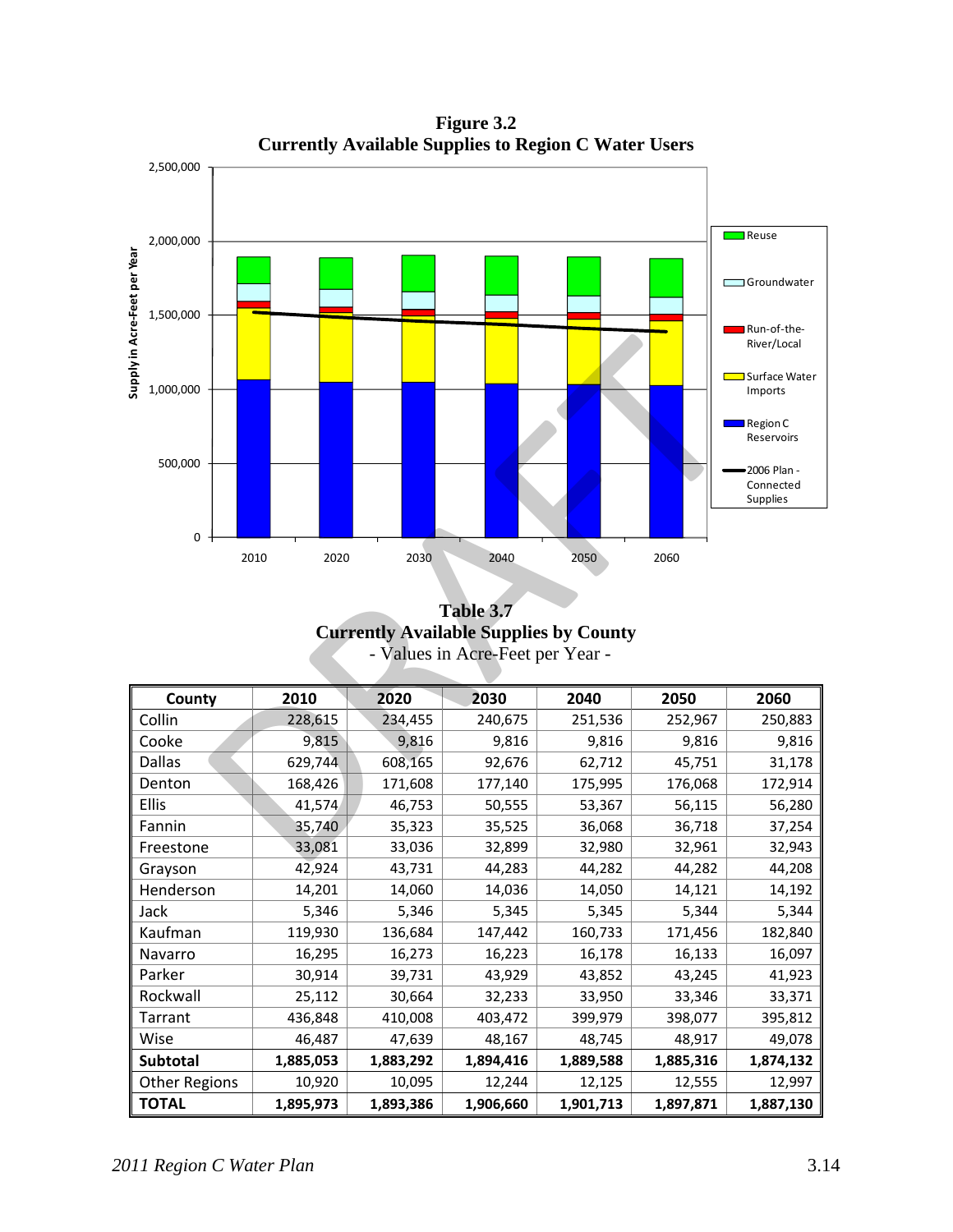**Figure 3.2**
**Currently Available Supplies to Region C Water Users**

**Table 3.7**
**Currently Available Supplies by County**
- Values in Acre-Feet per Year -

| County | 2010 | 2020 | 2030 | 2040 | 2050 | 2060 |
|---|---|---|---|---|---|---|
| Collin | 228,615 | 234,455 | 240,675 | 251,536 | 252,967 | 250,883 |
| Cooke | 9,815 | 9,816 | 9,816 | 9,816 | 9,816 | 9,816 |
| Dallas | 629,744 | 608,165 | 92,676 | 62,712 | 45,751 | 31,178 |
| Denton | 168,426 | 171,608 | 177,140 | 175,995 | 176,068 | 172,914 |
| Ellis | 41,574 | 46,753 | 50,555 | 53,367 | 56,115 | 56,280 |
| Fannin | 35,740 | 35,323 | 35,525 | 36,068 | 36,718 | 37,254 |
| Freestone | 33,081 | 33,036 | 32,899 | 32,980 | 32,961 | 32,943 |
| Grayson | 42,924 | 43,731 | 44,283 | 44,282 | 44,282 | 44,208 |
| Henderson | 14,201 | 14,060 | 14,036 | 14,050 | 14,121 | 14,192 |
| Jack | 5,346 | 5,346 | 5,345 | 5,345 | 5,344 | 5,344 |
| Kaufman | 119,930 | 136,684 | 147,442 | 160,733 | 171,456 | 182,840 |
| Navarro | 16,295 | 16,273 | 16,223 | 16,178 | 16,133 | 16,097 |
| Parker | 30,914 | 39,731 | 43,929 | 43,852 | 43,245 | 41,923 |
| Rockwall | 25,112 | 30,664 | 32,233 | 33,950 | 33,346 | 33,371 |
| Tarrant | 436,848 | 410,008 | 403,472 | 399,979 | 398,077 | 395,812 |
| Wise | 46,487 | 47,639 | 48,167 | 48,745 | 48,917 | 49,078 |
| **Subtotal** | **1,885,053** | **1,883,292** | **1,894,416** | **1,889,588** | **1,885,316** | **1,874,132** |
| Other Regions | 10,920 | 10,095 | 12,244 | 12,125 | 12,555 | 12,997 |
| **TOTAL** | **1,895,973** | **1,893,386** | **1,906,660** | **1,901,713** | **1,897,871** | **1,887,130** |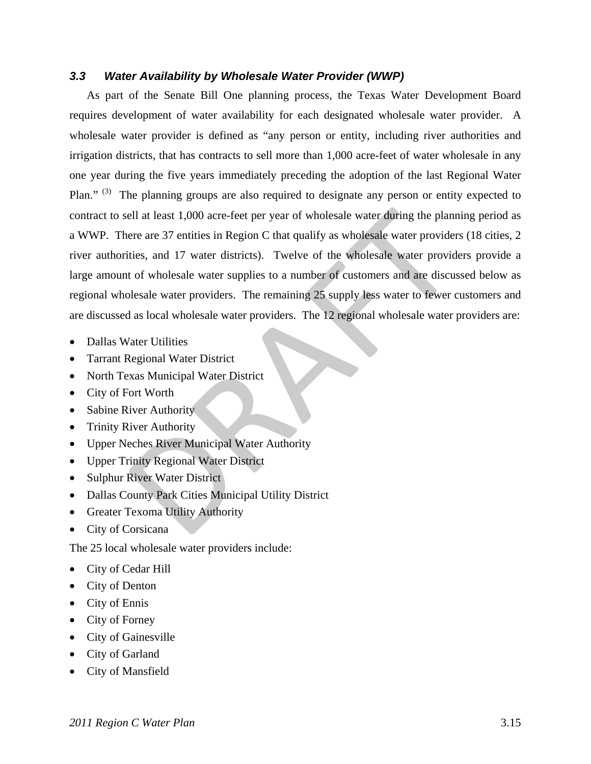### *3.3 Water Availability by Wholesale Water Provider (WWP)*

As part of the Senate Bill One planning process, the Texas Water Development Board requires development of water availability for each designated wholesale water provider. A wholesale water provider is defined as "any person or entity, including river authorities and irrigation districts, that has contracts to sell more than 1,000 acre-feet of water wholesale in any one year during the five years immediately preceding the adoption of the last Regional Water Plan." [3] The planning groups are also required to designate any person or entity expected to contract to sell at least 1,000 acre-feet per year of wholesale water during the planning period as a WWP. There are 37 entities in Region C that qualify as wholesale water providers (18 cities, 2 river authorities, and 17 water districts). Twelve of the wholesale water providers provide a large amount of wholesale water supplies to a number of customers and are discussed below as regional wholesale water providers. The remaining 25 supply less water to fewer customers and are discussed as local wholesale water providers. The 12 regional wholesale water providers are:

- Dallas Water Utilities
- Tarrant Regional Water District
- North Texas Municipal Water District
- City of Fort Worth
- Sabine River Authority
- Trinity River Authority
- Upper Neches River Municipal Water Authority
- Upper Trinity Regional Water District
- Sulphur River Water District
- Dallas County Park Cities Municipal Utility District
- Greater Texoma Utility Authority
- City of Corsicana

The 25 local wholesale water providers include:

- City of Cedar Hill
- City of Denton
- City of Ennis
- City of Forney
- City of Gainesville
- City of Garland
- City of Mansfield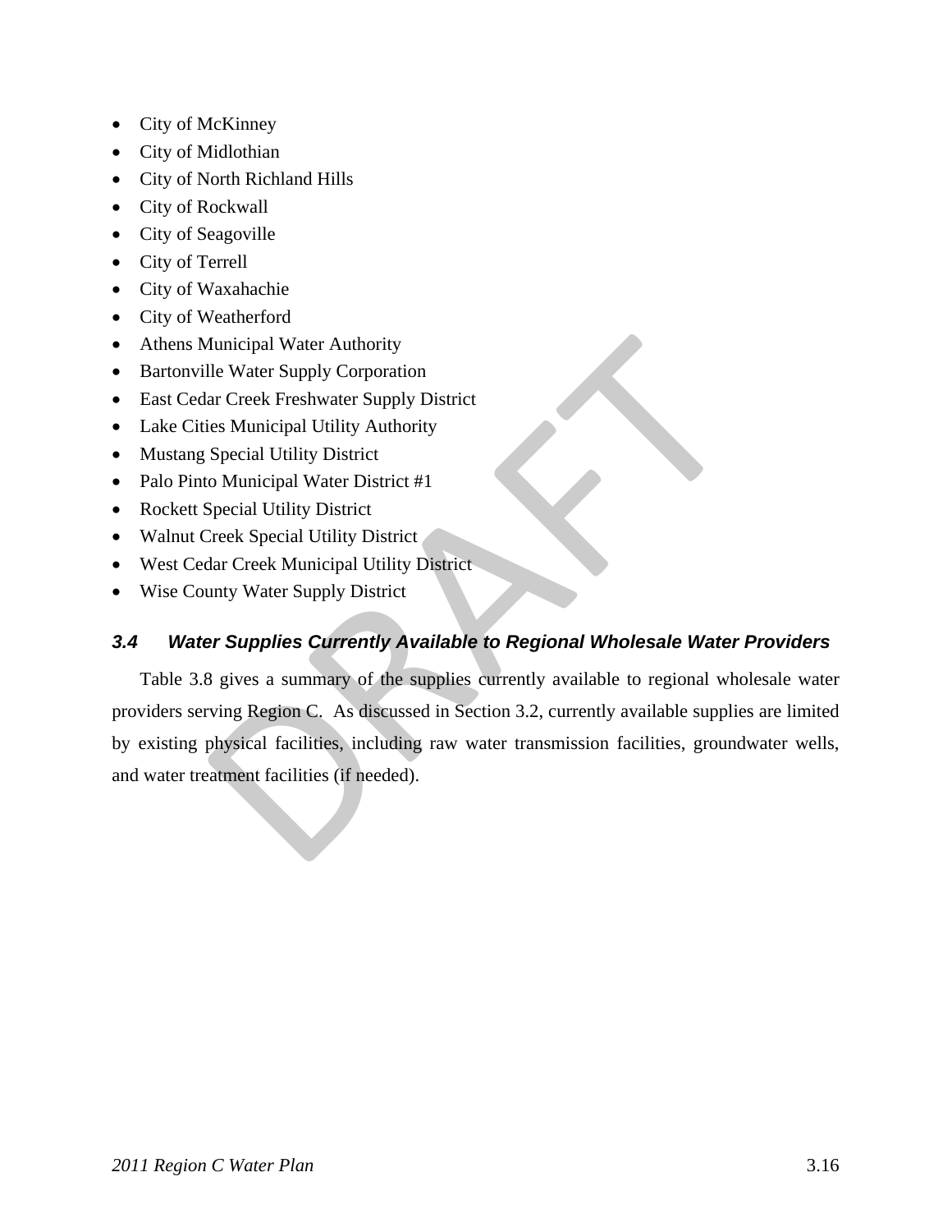- City of McKinney
- City of Midlothian
- City of North Richland Hills
- City of Rockwall
- City of Seagoville
- City of Terrell
- City of Waxahachie
- City of Weatherford
- Athens Municipal Water Authority
- Bartonville Water Supply Corporation
- East Cedar Creek Freshwater Supply District
- Lake Cities Municipal Utility Authority
- Mustang Special Utility District
- Palo Pinto Municipal Water District #1
- Rockett Special Utility District
- Walnut Creek Special Utility District
- West Cedar Creek Municipal Utility District
- Wise County Water Supply District

### *3.4 Water Supplies Currently Available to Regional Wholesale Water Providers*

Table 3.8 gives a summary of the supplies currently available to regional wholesale water providers serving Region C. As discussed in Section 3.2, currently available supplies are limited by existing physical facilities, including raw water transmission facilities, groundwater wells, and water treatment facilities (if needed).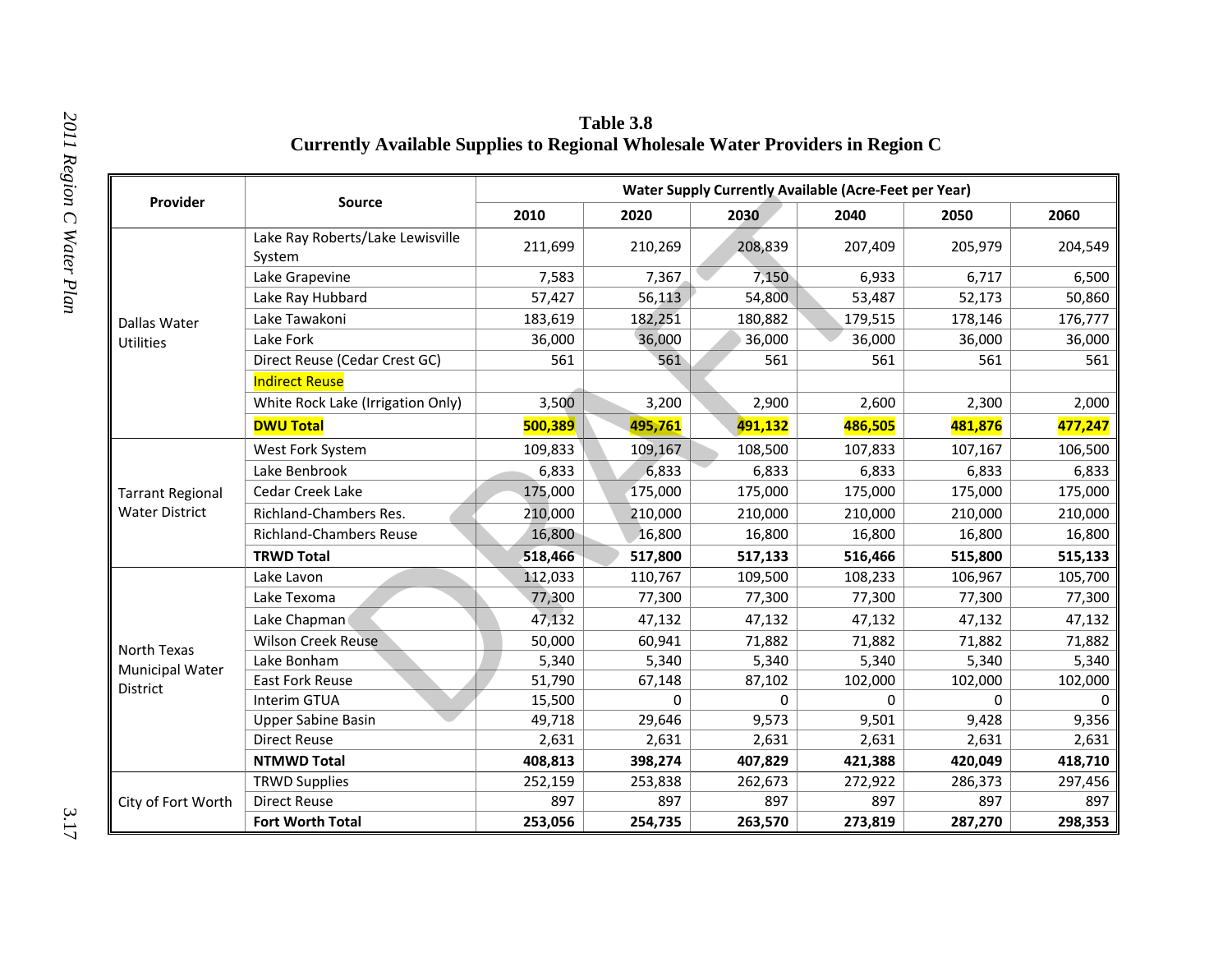**Table 3.8**
**Currently Available Supplies to Regional Wholesale Water Providers in Region C**

| Provider | Source | Water Supply Currently Available (Acre-Feet per Year) | | | | | |
|---|---|---|---|---|---|---|---|
| | | 2010 | 2020 | 2030 | 2040 | 2050 | 2060 |
| Dallas Water Utilities | Lake Ray Roberts/Lake Lewisville System | 211,699 | 210,269 | 208,839 | 207,409 | 205,979 | 204,549 |
| | Lake Grapevine | 7,583 | 7,367 | 7,150 | 6,933 | 6,717 | 6,500 |
| | Lake Ray Hubbard | 57,427 | 56,113 | 54,800 | 53,487 | 52,173 | 50,860 |
| | Lake Tawakoni | 183,619 | 182,251 | 180,882 | 179,515 | 178,146 | 176,777 |
| | Lake Fork | 36,000 | 36,000 | 36,000 | 36,000 | 36,000 | 36,000 |
| | Direct Reuse (Cedar Crest GC) | 561 | 561 | 561 | 561 | 561 | 561 |
| | Indirect Reuse | | | | | | |
| | White Rock Lake (Irrigation Only) | 3,500 | 3,200 | 2,900 | 2,600 | 2,300 | 2,000 |
| | **DWU Total** | **500,389** | **495,761** | **491,132** | **486,505** | **481,876** | **477,247** |
| Tarrant Regional Water District | West Fork System | 109,833 | 109,167 | 108,500 | 107,833 | 107,167 | 106,500 |
| | Lake Benbrook | 6,833 | 6,833 | 6,833 | 6,833 | 6,833 | 6,833 |
| | Cedar Creek Lake | 175,000 | 175,000 | 175,000 | 175,000 | 175,000 | 175,000 |
| | Richland-Chambers Res. | 210,000 | 210,000 | 210,000 | 210,000 | 210,000 | 210,000 |
| | Richland-Chambers Reuse | 16,800 | 16,800 | 16,800 | 16,800 | 16,800 | 16,800 |
| | **TRWD Total** | **518,466** | **517,800** | **517,133** | **516,466** | **515,800** | **515,133** |
| North Texas Municipal Water District | Lake Lavon | 112,033 | 110,767 | 109,500 | 108,233 | 106,967 | 105,700 |
| | Lake Texoma | 77,300 | 77,300 | 77,300 | 77,300 | 77,300 | 77,300 |
| | Lake Chapman | 47,132 | 47,132 | 47,132 | 47,132 | 47,132 | 47,132 |
| | Wilson Creek Reuse | 50,000 | 60,941 | 71,882 | 71,882 | 71,882 | 71,882 |
| | Lake Bonham | 5,340 | 5,340 | 5,340 | 5,340 | 5,340 | 5,340 |
| | East Fork Reuse | 51,790 | 67,148 | 87,102 | 102,000 | 102,000 | 102,000 |
| | Interim GTUA | 15,500 | 0 | 0 | 0 | 0 | 0 |
| | Upper Sabine Basin | 49,718 | 29,646 | 9,573 | 9,501 | 9,428 | 9,356 |
| | Direct Reuse | 2,631 | 2,631 | 2,631 | 2,631 | 2,631 | 2,631 |
| | **NTMWD Total** | **408,813** | **398,274** | **407,829** | **421,388** | **420,049** | **418,710** |
| City of Fort Worth | TRWD Supplies | 252,159 | 253,838 | 262,673 | 272,922 | 286,373 | 297,456 |
| | Direct Reuse | 897 | 897 | 897 | 897 | 897 | 897 |
| | **Fort Worth Total** | **253,056** | **254,735** | **263,570** | **273,819** | **287,270** | **298,353** |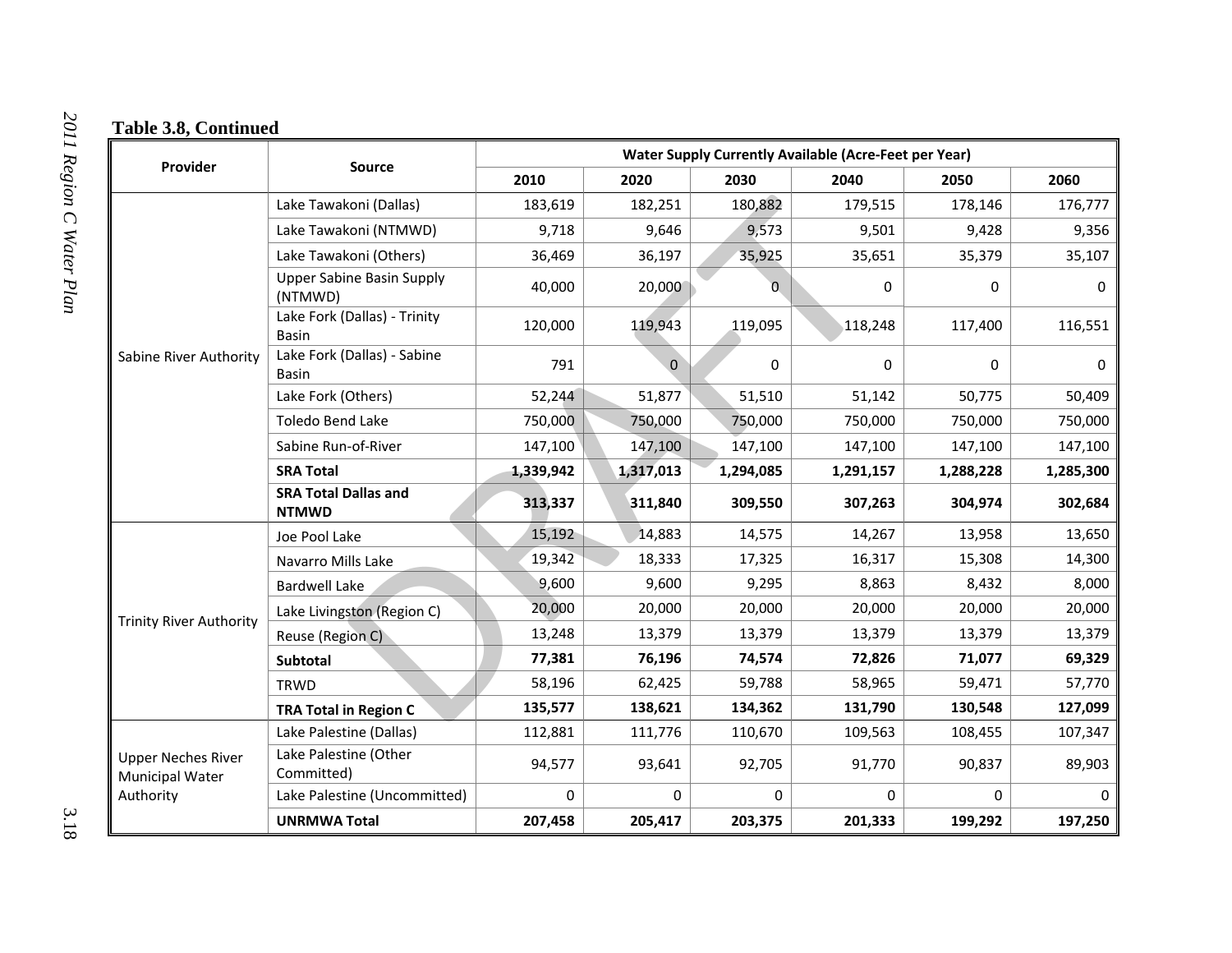**Table 3.8, Continued**

| Provider | Source | Water Supply Currently Available (Acre-Feet per Year) | | | | | |
|---|---|---|---|---|---|---|---|
| | | 2010 | 2020 | 2030 | 2040 | 2050 | 2060 |
| Sabine River Authority | Lake Tawakoni (Dallas) | 183,619 | 182,251 | 180,882 | 179,515 | 178,146 | 176,777 |
| | Lake Tawakoni (NTMWD) | 9,718 | 9,646 | 9,573 | 9,501 | 9,428 | 9,356 |
| | Lake Tawakoni (Others) | 36,469 | 36,197 | 35,925 | 35,651 | 35,379 | 35,107 |
| | Upper Sabine Basin Supply (NTMWD) | 40,000 | 20,000 | 0 | 0 | 0 | 0 |
| | Lake Fork (Dallas) - Trinity Basin | 120,000 | 119,943 | 119,095 | 118,248 | 117,400 | 116,551 |
| | Lake Fork (Dallas) - Sabine Basin | 791 | 0 | 0 | 0 | 0 | 0 |
| | Lake Fork (Others) | 52,244 | 51,877 | 51,510 | 51,142 | 50,775 | 50,409 |
| | Toledo Bend Lake | 750,000 | 750,000 | 750,000 | 750,000 | 750,000 | 750,000 |
| | Sabine Run-of-River | 147,100 | 147,100 | 147,100 | 147,100 | 147,100 | 147,100 |
| | **SRA Total** | **1,339,942** | **1,317,013** | **1,294,085** | **1,291,157** | **1,288,228** | **1,285,300** |
| | **SRA Total Dallas and NTMWD** | **313,337** | **311,840** | **309,550** | **307,263** | **304,974** | **302,684** |
| Trinity River Authority | Joe Pool Lake | 15,192 | 14,883 | 14,575 | 14,267 | 13,958 | 13,650 |
| | Navarro Mills Lake | 19,342 | 18,333 | 17,325 | 16,317 | 15,308 | 14,300 |
| | Bardwell Lake | 9,600 | 9,600 | 9,295 | 8,863 | 8,432 | 8,000 |
| | Lake Livingston (Region C) | 20,000 | 20,000 | 20,000 | 20,000 | 20,000 | 20,000 |
| | Reuse (Region C) | 13,248 | 13,379 | 13,379 | 13,379 | 13,379 | 13,379 |
| | **Subtotal** | **77,381** | **76,196** | **74,574** | **72,826** | **71,077** | **69,329** |
| | TRWD | 58,196 | 62,425 | 59,788 | 58,965 | 59,471 | 57,770 |
| | **TRA Total in Region C** | **135,577** | **138,621** | **134,362** | **131,790** | **130,548** | **127,099** |
| Upper Neches River Municipal Water Authority | Lake Palestine (Dallas) | 112,881 | 111,776 | 110,670 | 109,563 | 108,455 | 107,347 |
| | Lake Palestine (Other Committed) | 94,577 | 93,641 | 92,705 | 91,770 | 90,837 | 89,903 |
| | Lake Palestine (Uncommitted) | 0 | 0 | 0 | 0 | 0 | 0 |
| | **UNRMWA Total** | **207,458** | **205,417** | **203,375** | **201,333** | **199,292** | **197,250** |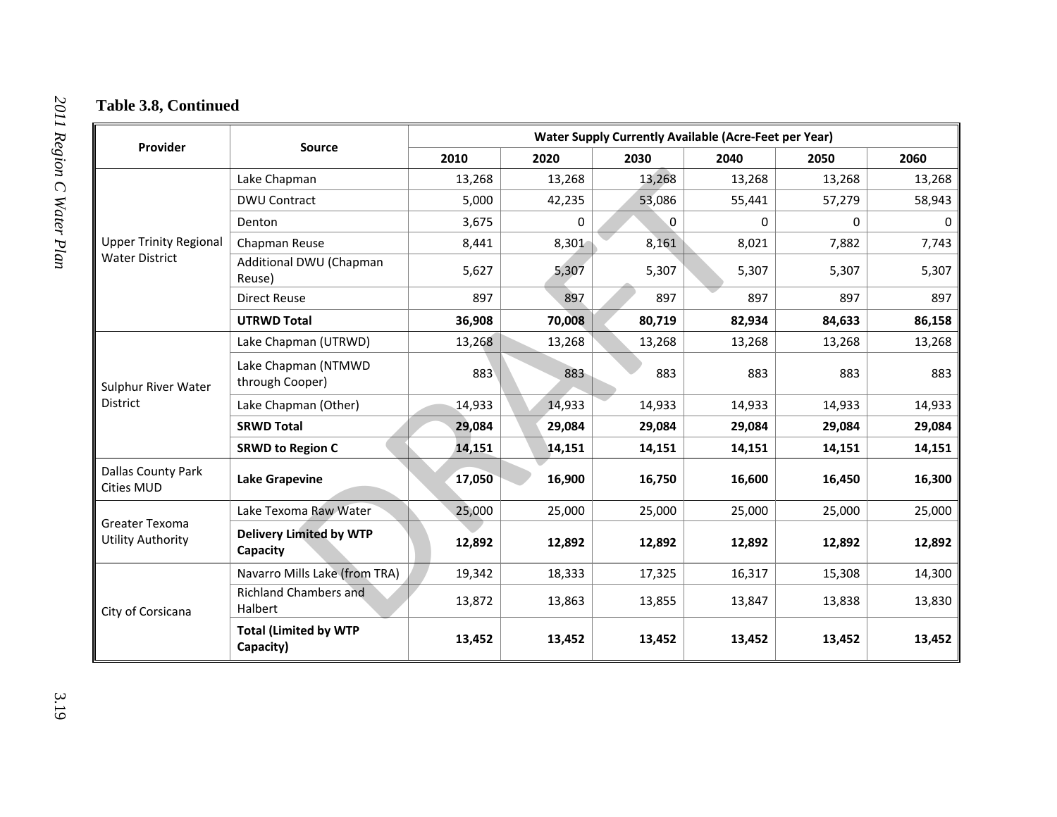**Table 3.8, Continued**

| Provider | Source | Water Supply Currently Available (Acre-Feet per Year) | | | | | |
|---|---|---|---|---|---|---|---|
| | | 2010 | 2020 | 2030 | 2040 | 2050 | 2060 |
| Upper Trinity Regional Water District | Lake Chapman | 13,268 | 13,268 | 13,268 | 13,268 | 13,268 | 13,268 |
| | DWU Contract | 5,000 | 42,235 | 53,086 | 55,441 | 57,279 | 58,943 |
| | Denton | 3,675 | 0 | 0 | 0 | 0 | 0 |
| | Chapman Reuse | 8,441 | 8,301 | 8,161 | 8,021 | 7,882 | 7,743 |
| | Additional DWU (Chapman Reuse) | 5,627 | 5,307 | 5,307 | 5,307 | 5,307 | 5,307 |
| | Direct Reuse | 897 | 897 | 897 | 897 | 897 | 897 |
| | **UTRWD Total** | **36,908** | **70,008** | **80,719** | **82,934** | **84,633** | **86,158** |
| Sulphur River Water District | Lake Chapman (UTRWD) | 13,268 | 13,268 | 13,268 | 13,268 | 13,268 | 13,268 |
| | Lake Chapman (NTMWD through Cooper) | 883 | 883 | 883 | 883 | 883 | 883 |
| | Lake Chapman (Other) | 14,933 | 14,933 | 14,933 | 14,933 | 14,933 | 14,933 |
| | **SRWD Total** | **29,084** | **29,084** | **29,084** | **29,084** | **29,084** | **29,084** |
| | **SRWD to Region C** | **14,151** | **14,151** | **14,151** | **14,151** | **14,151** | **14,151** |
| Dallas County Park Cities MUD | **Lake Grapevine** | **17,050** | **16,900** | **16,750** | **16,600** | **16,450** | **16,300** |
| Greater Texoma Utility Authority | Lake Texoma Raw Water | 25,000 | 25,000 | 25,000 | 25,000 | 25,000 | 25,000 |
| | **Delivery Limited by WTP Capacity** | **12,892** | **12,892** | **12,892** | **12,892** | **12,892** | **12,892** |
| City of Corsicana | Navarro Mills Lake (from TRA) | 19,342 | 18,333 | 17,325 | 16,317 | 15,308 | 14,300 |
| | Richland Chambers and Halbert | 13,872 | 13,863 | 13,855 | 13,847 | 13,838 | 13,830 |
| | **Total (Limited by WTP Capacity)** | **13,452** | **13,452** | **13,452** | **13,452** | **13,452** | **13,452** |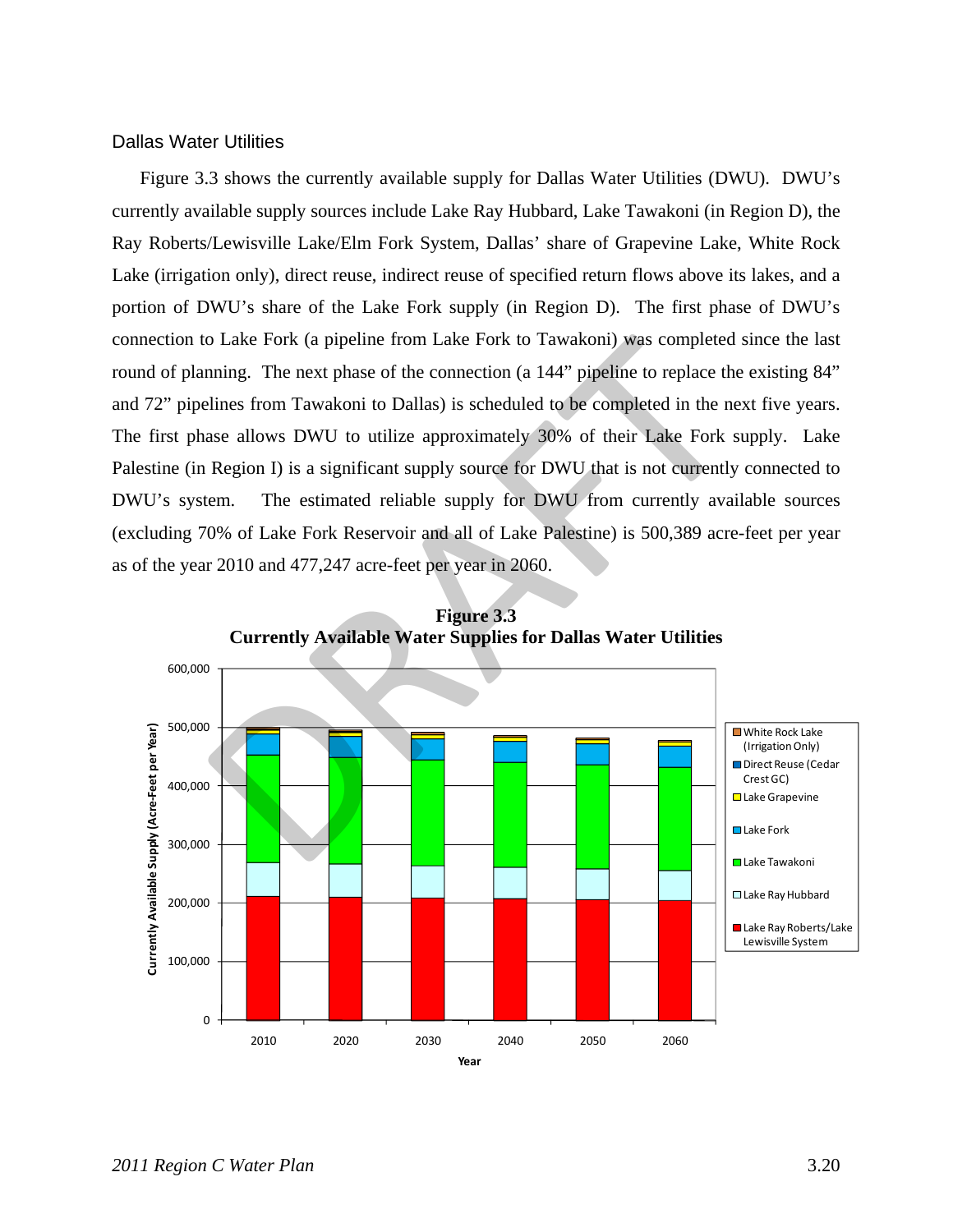### Dallas Water Utilities

Figure 3.3 shows the currently available supply for Dallas Water Utilities (DWU). DWU's currently available supply sources include Lake Ray Hubbard, Lake Tawakoni (in Region D), the Ray Roberts/Lewisville Lake/Elm Fork System, Dallas' share of Grapevine Lake, White Rock Lake (irrigation only), direct reuse, indirect reuse of specified return flows above its lakes, and a portion of DWU's share of the Lake Fork supply (in Region D). The first phase of DWU's connection to Lake Fork (a pipeline from Lake Fork to Tawakoni) was completed since the last round of planning. The next phase of the connection (a 144" pipeline to replace the existing 84" and 72" pipelines from Tawakoni to Dallas) is scheduled to be completed in the next five years. The first phase allows DWU to utilize approximately 30% of their Lake Fork supply. Lake Palestine (in Region I) is a significant supply source for DWU that is not currently connected to DWU's system. The estimated reliable supply for DWU from currently available sources (excluding 70% of Lake Fork Reservoir and all of Lake Palestine) is 500,389 acre-feet per year as of the year 2010 and 477,247 acre-feet per year in 2060.

**Figure 3.3**
**Currently Available Water Supplies for Dallas Water Utilities**

Y-axis: Currently Available Supply (Acre-Feet per Year), 0 to 600,000. X-axis: Year (2010, 2020, 2030, 2040, 2050, 2060).

Legend: White Rock Lake (Irrigation Only); Direct Reuse (Cedar Crest GC); Lake Grapevine; Lake Fork; Lake Tawakoni; Lake Ray Hubbard; Lake Ray Roberts/Lake Lewisville System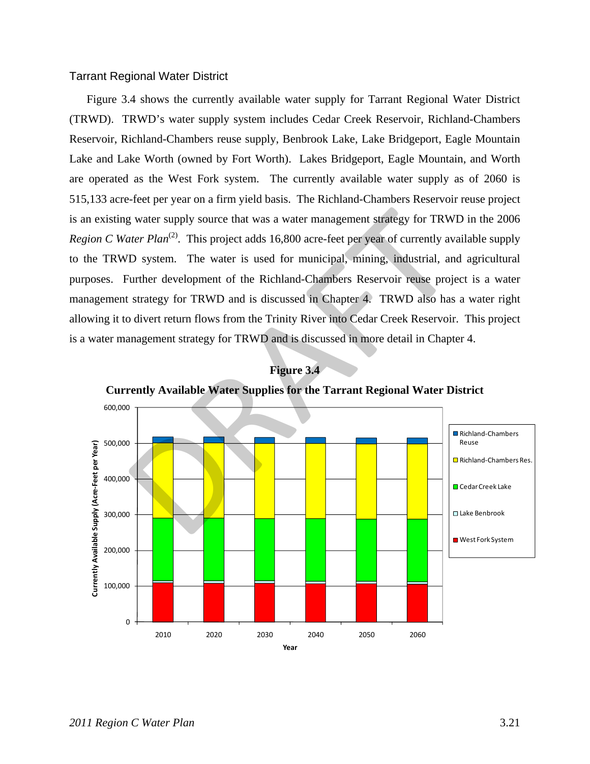### Tarrant Regional Water District

Figure 3.4 shows the currently available water supply for Tarrant Regional Water District (TRWD). TRWD's water supply system includes Cedar Creek Reservoir, Richland-Chambers Reservoir, Richland-Chambers reuse supply, Benbrook Lake, Lake Bridgeport, Eagle Mountain Lake and Lake Worth (owned by Fort Worth). Lakes Bridgeport, Eagle Mountain, and Worth are operated as the West Fork system. The currently available water supply as of 2060 is 515,133 acre-feet per year on a firm yield basis. The Richland-Chambers Reservoir reuse project is an existing water supply source that was a water management strategy for TRWD in the 2006 *Region C Water Plan*[(2)]. This project adds 16,800 acre-feet per year of currently available supply to the TRWD system. The water is used for municipal, mining, industrial, and agricultural purposes. Further development of the Richland-Chambers Reservoir reuse project is a water management strategy for TRWD and is discussed in Chapter 4. TRWD also has a water right allowing it to divert return flows from the Trinity River into Cedar Creek Reservoir. This project is a water management strategy for TRWD and is discussed in more detail in Chapter 4.

**Figure 3.4**

**Currently Available Water Supplies for the Tarrant Regional Water District**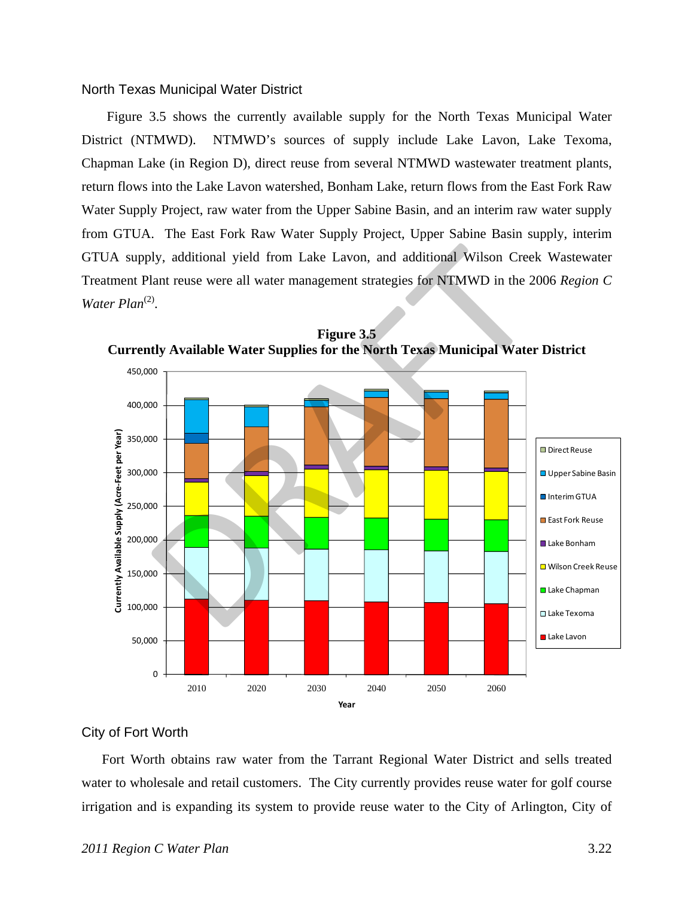## North Texas Municipal Water District

Figure 3.5 shows the currently available supply for the North Texas Municipal Water District (NTMWD). NTMWD's sources of supply include Lake Lavon, Lake Texoma, Chapman Lake (in Region D), direct reuse from several NTMWD wastewater treatment plants, return flows into the Lake Lavon watershed, Bonham Lake, return flows from the East Fork Raw Water Supply Project, raw water from the Upper Sabine Basin, and an interim raw water supply from GTUA. The East Fork Raw Water Supply Project, Upper Sabine Basin supply, interim GTUA supply, additional yield from Lake Lavon, and additional Wilson Creek Wastewater Treatment Plant reuse were all water management strategies for NTMWD in the 2006 *Region C Water Plan*[(2)].

**Figure 3.5**
**Currently Available Water Supplies for the North Texas Municipal Water District**

## City of Fort Worth

Fort Worth obtains raw water from the Tarrant Regional Water District and sells treated water to wholesale and retail customers. The City currently provides reuse water for golf course irrigation and is expanding its system to provide reuse water to the City of Arlington, City of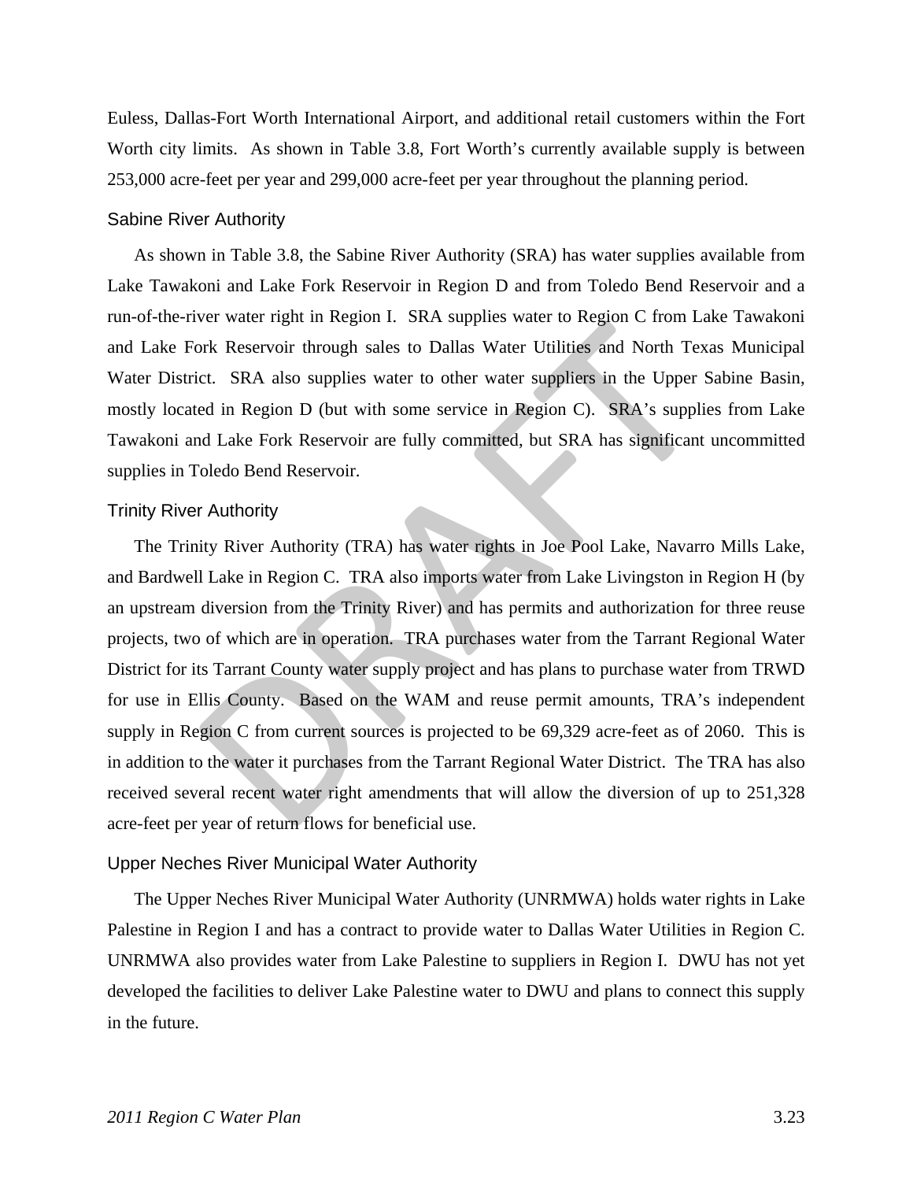Euless, Dallas-Fort Worth International Airport, and additional retail customers within the Fort Worth city limits. As shown in Table 3.8, Fort Worth's currently available supply is between 253,000 acre-feet per year and 299,000 acre-feet per year throughout the planning period.

### Sabine River Authority

As shown in Table 3.8, the Sabine River Authority (SRA) has water supplies available from Lake Tawakoni and Lake Fork Reservoir in Region D and from Toledo Bend Reservoir and a run-of-the-river water right in Region I. SRA supplies water to Region C from Lake Tawakoni and Lake Fork Reservoir through sales to Dallas Water Utilities and North Texas Municipal Water District. SRA also supplies water to other water suppliers in the Upper Sabine Basin, mostly located in Region D (but with some service in Region C). SRA's supplies from Lake Tawakoni and Lake Fork Reservoir are fully committed, but SRA has significant uncommitted supplies in Toledo Bend Reservoir.

### Trinity River Authority

The Trinity River Authority (TRA) has water rights in Joe Pool Lake, Navarro Mills Lake, and Bardwell Lake in Region C. TRA also imports water from Lake Livingston in Region H (by an upstream diversion from the Trinity River) and has permits and authorization for three reuse projects, two of which are in operation. TRA purchases water from the Tarrant Regional Water District for its Tarrant County water supply project and has plans to purchase water from TRWD for use in Ellis County. Based on the WAM and reuse permit amounts, TRA's independent supply in Region C from current sources is projected to be 69,329 acre-feet as of 2060. This is in addition to the water it purchases from the Tarrant Regional Water District. The TRA has also received several recent water right amendments that will allow the diversion of up to 251,328 acre-feet per year of return flows for beneficial use.

### Upper Neches River Municipal Water Authority

The Upper Neches River Municipal Water Authority (UNRMWA) holds water rights in Lake Palestine in Region I and has a contract to provide water to Dallas Water Utilities in Region C. UNRMWA also provides water from Lake Palestine to suppliers in Region I. DWU has not yet developed the facilities to deliver Lake Palestine water to DWU and plans to connect this supply in the future.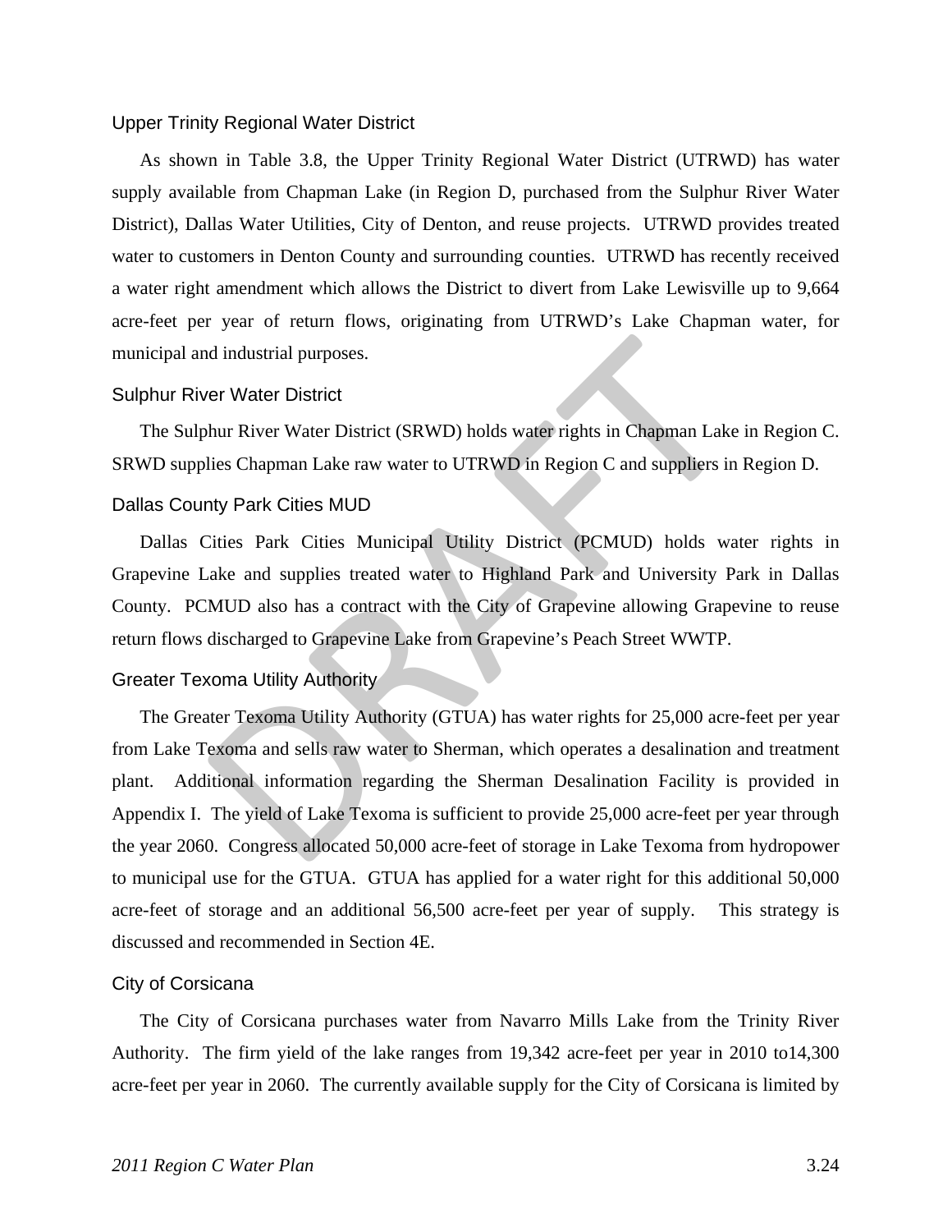### Upper Trinity Regional Water District

As shown in Table 3.8, the Upper Trinity Regional Water District (UTRWD) has water supply available from Chapman Lake (in Region D, purchased from the Sulphur River Water District), Dallas Water Utilities, City of Denton, and reuse projects. UTRWD provides treated water to customers in Denton County and surrounding counties. UTRWD has recently received a water right amendment which allows the District to divert from Lake Lewisville up to 9,664 acre-feet per year of return flows, originating from UTRWD's Lake Chapman water, for municipal and industrial purposes.

### Sulphur River Water District

The Sulphur River Water District (SRWD) holds water rights in Chapman Lake in Region C. SRWD supplies Chapman Lake raw water to UTRWD in Region C and suppliers in Region D.

### Dallas County Park Cities MUD

Dallas Cities Park Cities Municipal Utility District (PCMUD) holds water rights in Grapevine Lake and supplies treated water to Highland Park and University Park in Dallas County. PCMUD also has a contract with the City of Grapevine allowing Grapevine to reuse return flows discharged to Grapevine Lake from Grapevine's Peach Street WWTP.

### Greater Texoma Utility Authority

The Greater Texoma Utility Authority (GTUA) has water rights for 25,000 acre-feet per year from Lake Texoma and sells raw water to Sherman, which operates a desalination and treatment plant. Additional information regarding the Sherman Desalination Facility is provided in Appendix I. The yield of Lake Texoma is sufficient to provide 25,000 acre-feet per year through the year 2060. Congress allocated 50,000 acre-feet of storage in Lake Texoma from hydropower to municipal use for the GTUA. GTUA has applied for a water right for this additional 50,000 acre-feet of storage and an additional 56,500 acre-feet per year of supply. This strategy is discussed and recommended in Section 4E.

### City of Corsicana

The City of Corsicana purchases water from Navarro Mills Lake from the Trinity River Authority. The firm yield of the lake ranges from 19,342 acre-feet per year in 2010 to14,300 acre-feet per year in 2060. The currently available supply for the City of Corsicana is limited by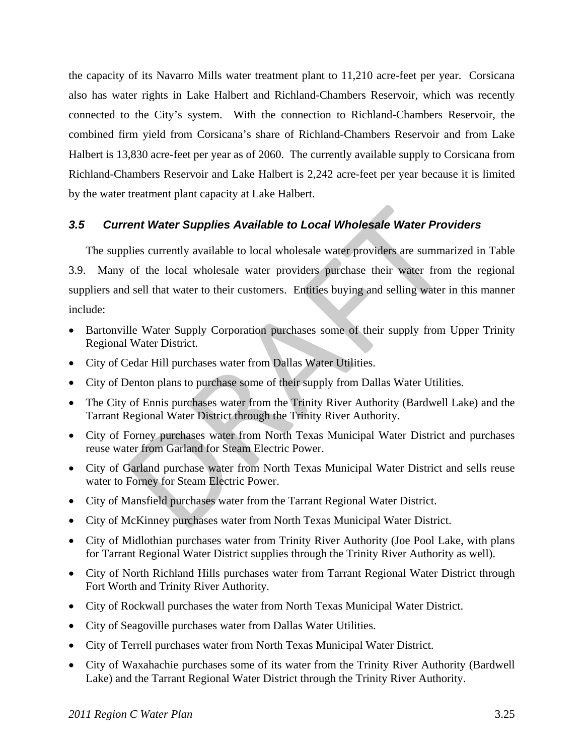the capacity of its Navarro Mills water treatment plant to 11,210 acre-feet per year. Corsicana also has water rights in Lake Halbert and Richland-Chambers Reservoir, which was recently connected to the City's system. With the connection to Richland-Chambers Reservoir, the combined firm yield from Corsicana's share of Richland-Chambers Reservoir and from Lake Halbert is 13,830 acre-feet per year as of 2060. The currently available supply to Corsicana from Richland-Chambers Reservoir and Lake Halbert is 2,242 acre-feet per year because it is limited by the water treatment plant capacity at Lake Halbert.

### *3.5 Current Water Supplies Available to Local Wholesale Water Providers*

The supplies currently available to local wholesale water providers are summarized in Table 3.9. Many of the local wholesale water providers purchase their water from the regional suppliers and sell that water to their customers. Entities buying and selling water in this manner include:

- Bartonville Water Supply Corporation purchases some of their supply from Upper Trinity Regional Water District.
- City of Cedar Hill purchases water from Dallas Water Utilities.
- City of Denton plans to purchase some of their supply from Dallas Water Utilities.
- The City of Ennis purchases water from the Trinity River Authority (Bardwell Lake) and the Tarrant Regional Water District through the Trinity River Authority.
- City of Forney purchases water from North Texas Municipal Water District and purchases reuse water from Garland for Steam Electric Power.
- City of Garland purchase water from North Texas Municipal Water District and sells reuse water to Forney for Steam Electric Power.
- City of Mansfield purchases water from the Tarrant Regional Water District.
- City of McKinney purchases water from North Texas Municipal Water District.
- City of Midlothian purchases water from Trinity River Authority (Joe Pool Lake, with plans for Tarrant Regional Water District supplies through the Trinity River Authority as well).
- City of North Richland Hills purchases water from Tarrant Regional Water District through Fort Worth and Trinity River Authority.
- City of Rockwall purchases the water from North Texas Municipal Water District.
- City of Seagoville purchases water from Dallas Water Utilities.
- City of Terrell purchases water from North Texas Municipal Water District.
- City of Waxahachie purchases some of its water from the Trinity River Authority (Bardwell Lake) and the Tarrant Regional Water District through the Trinity River Authority.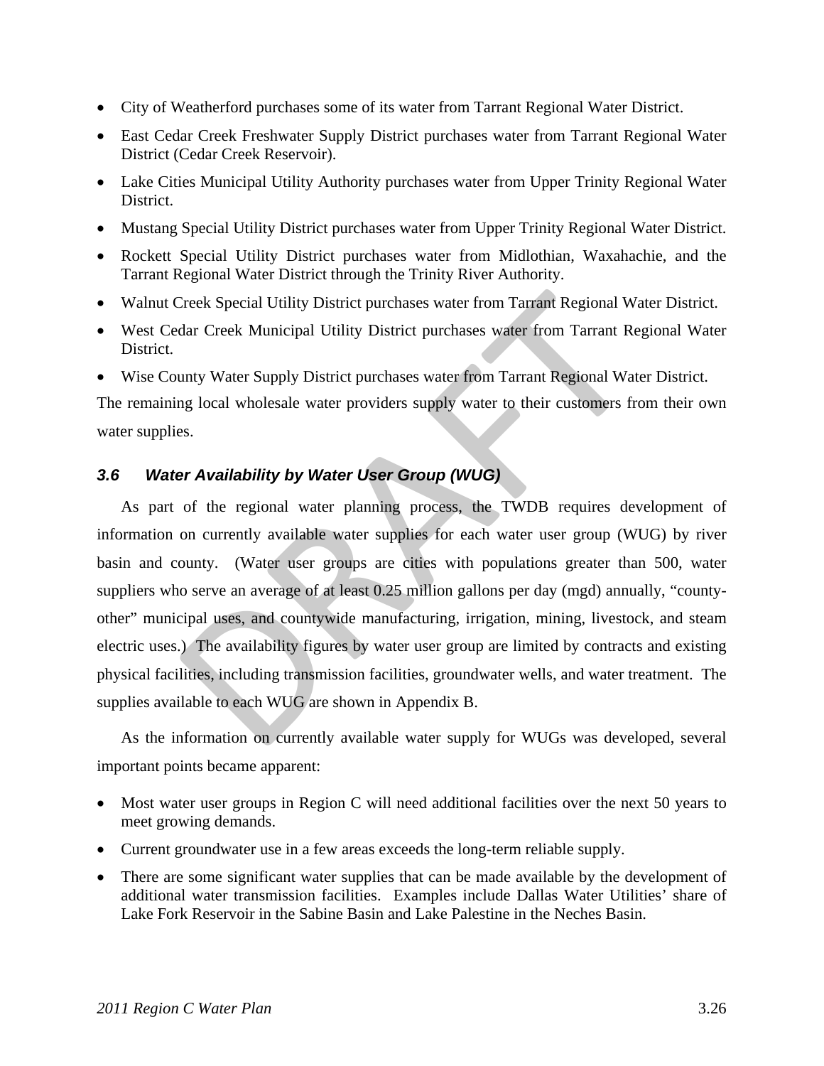- City of Weatherford purchases some of its water from Tarrant Regional Water District.
- East Cedar Creek Freshwater Supply District purchases water from Tarrant Regional Water District (Cedar Creek Reservoir).
- Lake Cities Municipal Utility Authority purchases water from Upper Trinity Regional Water District.
- Mustang Special Utility District purchases water from Upper Trinity Regional Water District.
- Rockett Special Utility District purchases water from Midlothian, Waxahachie, and the Tarrant Regional Water District through the Trinity River Authority.
- Walnut Creek Special Utility District purchases water from Tarrant Regional Water District.
- West Cedar Creek Municipal Utility District purchases water from Tarrant Regional Water District.
- Wise County Water Supply District purchases water from Tarrant Regional Water District.

The remaining local wholesale water providers supply water to their customers from their own water supplies.

### *3.6 Water Availability by Water User Group (WUG)*

As part of the regional water planning process, the TWDB requires development of information on currently available water supplies for each water user group (WUG) by river basin and county. (Water user groups are cities with populations greater than 500, water suppliers who serve an average of at least 0.25 million gallons per day (mgd) annually, "county-other" municipal uses, and countywide manufacturing, irrigation, mining, livestock, and steam electric uses.) The availability figures by water user group are limited by contracts and existing physical facilities, including transmission facilities, groundwater wells, and water treatment. The supplies available to each WUG are shown in Appendix B.

As the information on currently available water supply for WUGs was developed, several important points became apparent:

- Most water user groups in Region C will need additional facilities over the next 50 years to meet growing demands.
- Current groundwater use in a few areas exceeds the long-term reliable supply.
- There are some significant water supplies that can be made available by the development of additional water transmission facilities. Examples include Dallas Water Utilities' share of Lake Fork Reservoir in the Sabine Basin and Lake Palestine in the Neches Basin.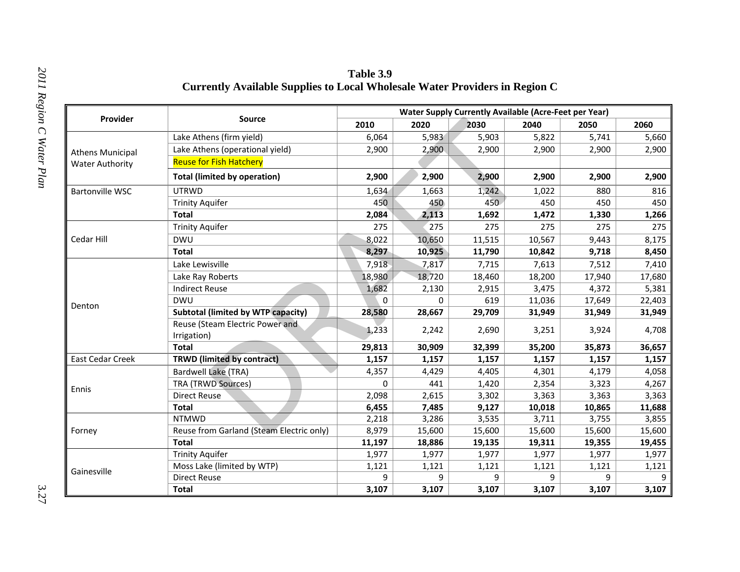**Table 3.9**
**Currently Available Supplies to Local Wholesale Water Providers in Region C**

| Provider | Source | Water Supply Currently Available (Acre-Feet per Year) | | | | | |
|---|---|---|---|---|---|---|---|
| | | 2010 | 2020 | 2030 | 2040 | 2050 | 2060 |
| Athens Municipal Water Authority | Lake Athens (firm yield) | 6,064 | 5,983 | 5,903 | 5,822 | 5,741 | 5,660 |
| | Lake Athens (operational yield) | 2,900 | 2,900 | 2,900 | 2,900 | 2,900 | 2,900 |
| | Reuse for Fish Hatchery | | | | | | |
| | **Total (limited by operation)** | **2,900** | **2,900** | **2,900** | **2,900** | **2,900** | **2,900** |
| Bartonville WSC | UTRWD | 1,634 | 1,663 | 1,242 | 1,022 | 880 | 816 |
| | Trinity Aquifer | 450 | 450 | 450 | 450 | 450 | 450 |
| | **Total** | **2,084** | **2,113** | **1,692** | **1,472** | **1,330** | **1,266** |
| Cedar Hill | Trinity Aquifer | 275 | 275 | 275 | 275 | 275 | 275 |
| | DWU | 8,022 | 10,650 | 11,515 | 10,567 | 9,443 | 8,175 |
| | **Total** | **8,297** | **10,925** | **11,790** | **10,842** | **9,718** | **8,450** |
| Denton | Lake Lewisville | 7,918 | 7,817 | 7,715 | 7,613 | 7,512 | 7,410 |
| | Lake Ray Roberts | 18,980 | 18,720 | 18,460 | 18,200 | 17,940 | 17,680 |
| | Indirect Reuse | 1,682 | 2,130 | 2,915 | 3,475 | 4,372 | 5,381 |
| | DWU | 0 | 0 | 619 | 11,036 | 17,649 | 22,403 |
| | **Subtotal (limited by WTP capacity)** | **28,580** | **28,667** | **29,709** | **31,949** | **31,949** | **31,949** |
| | Reuse (Steam Electric Power and Irrigation) | 1,233 | 2,242 | 2,690 | 3,251 | 3,924 | 4,708 |
| | **Total** | **29,813** | **30,909** | **32,399** | **35,200** | **35,873** | **36,657** |
| East Cedar Creek | **TRWD (limited by contract)** | **1,157** | **1,157** | **1,157** | **1,157** | **1,157** | **1,157** |
| Ennis | Bardwell Lake (TRA) | 4,357 | 4,429 | 4,405 | 4,301 | 4,179 | 4,058 |
| | TRA (TRWD Sources) | 0 | 441 | 1,420 | 2,354 | 3,323 | 4,267 |
| | Direct Reuse | 2,098 | 2,615 | 3,302 | 3,363 | 3,363 | 3,363 |
| | **Total** | **6,455** | **7,485** | **9,127** | **10,018** | **10,865** | **11,688** |
| Forney | NTMWD | 2,218 | 3,286 | 3,535 | 3,711 | 3,755 | 3,855 |
| | Reuse from Garland (Steam Electric only) | 8,979 | 15,600 | 15,600 | 15,600 | 15,600 | 15,600 |
| | **Total** | **11,197** | **18,886** | **19,135** | **19,311** | **19,355** | **19,455** |
| Gainesville | Trinity Aquifer | 1,977 | 1,977 | 1,977 | 1,977 | 1,977 | 1,977 |
| | Moss Lake (limited by WTP) | 1,121 | 1,121 | 1,121 | 1,121 | 1,121 | 1,121 |
| | Direct Reuse | 9 | 9 | 9 | 9 | 9 | 9 |
| | **Total** | **3,107** | **3,107** | **3,107** | **3,107** | **3,107** | **3,107** |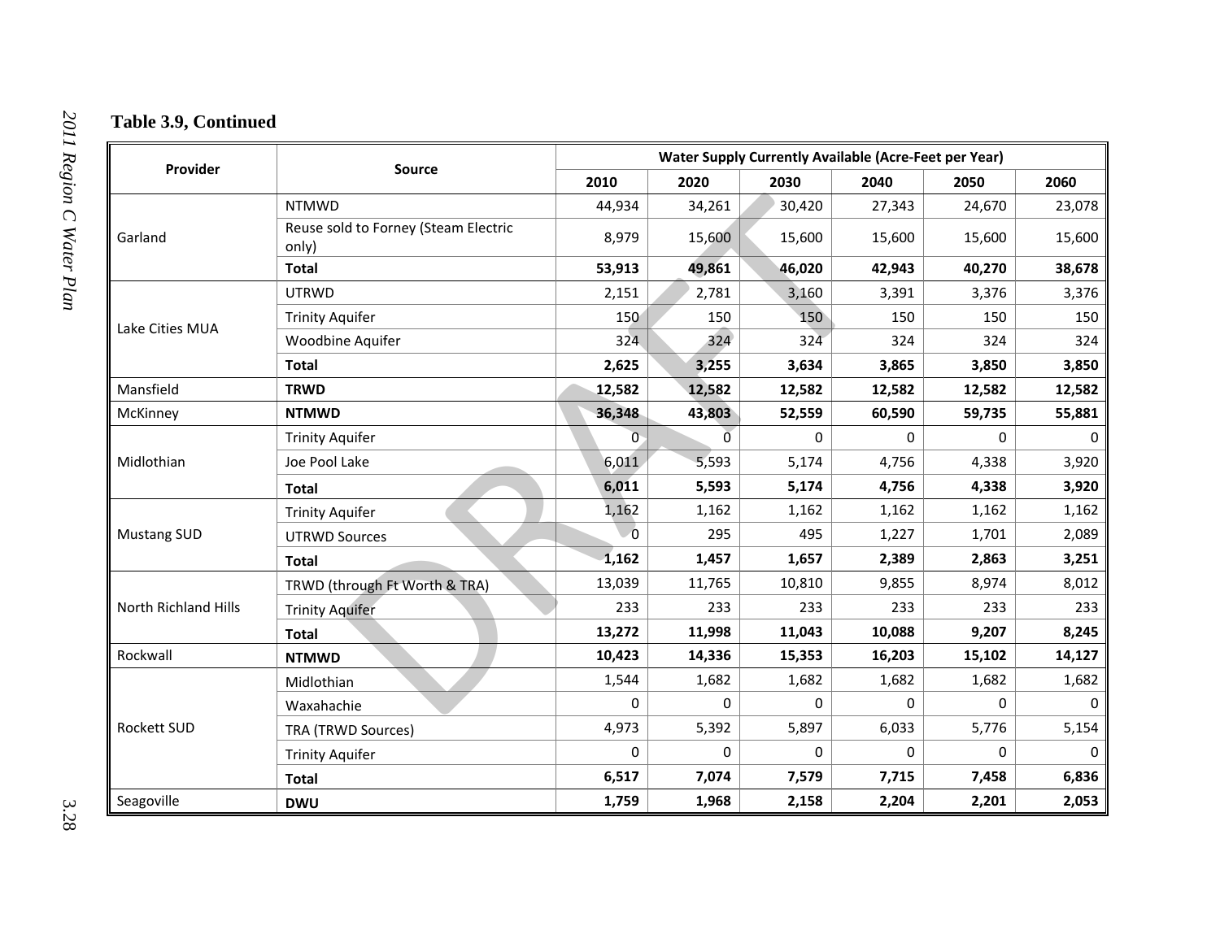**Table 3.9, Continued**

| Provider | Source | Water Supply Currently Available (Acre-Feet per Year) | | | | | |
|---|---|---|---|---|---|---|---|
| | | 2010 | 2020 | 2030 | 2040 | 2050 | 2060 |
| Garland | NTMWD | 44,934 | 34,261 | 30,420 | 27,343 | 24,670 | 23,078 |
| | Reuse sold to Forney (Steam Electric only) | 8,979 | 15,600 | 15,600 | 15,600 | 15,600 | 15,600 |
| | **Total** | **53,913** | **49,861** | **46,020** | **42,943** | **40,270** | **38,678** |
| Lake Cities MUA | UTRWD | 2,151 | 2,781 | 3,160 | 3,391 | 3,376 | 3,376 |
| | Trinity Aquifer | 150 | 150 | 150 | 150 | 150 | 150 |
| | Woodbine Aquifer | 324 | 324 | 324 | 324 | 324 | 324 |
| | **Total** | **2,625** | **3,255** | **3,634** | **3,865** | **3,850** | **3,850** |
| Mansfield | **TRWD** | **12,582** | **12,582** | **12,582** | **12,582** | **12,582** | **12,582** |
| McKinney | **NTMWD** | **36,348** | **43,803** | **52,559** | **60,590** | **59,735** | **55,881** |
| Midlothian | Trinity Aquifer | 0 | 0 | 0 | 0 | 0 | 0 |
| | Joe Pool Lake | 6,011 | 5,593 | 5,174 | 4,756 | 4,338 | 3,920 |
| | **Total** | **6,011** | **5,593** | **5,174** | **4,756** | **4,338** | **3,920** |
| Mustang SUD | Trinity Aquifer | 1,162 | 1,162 | 1,162 | 1,162 | 1,162 | 1,162 |
| | UTRWD Sources | 0 | 295 | 495 | 1,227 | 1,701 | 2,089 |
| | **Total** | **1,162** | **1,457** | **1,657** | **2,389** | **2,863** | **3,251** |
| North Richland Hills | TRWD (through Ft Worth & TRA) | 13,039 | 11,765 | 10,810 | 9,855 | 8,974 | 8,012 |
| | Trinity Aquifer | 233 | 233 | 233 | 233 | 233 | 233 |
| | **Total** | **13,272** | **11,998** | **11,043** | **10,088** | **9,207** | **8,245** |
| Rockwall | **NTMWD** | **10,423** | **14,336** | **15,353** | **16,203** | **15,102** | **14,127** |
| Rockett SUD | Midlothian | 1,544 | 1,682 | 1,682 | 1,682 | 1,682 | 1,682 |
| | Waxahachie | 0 | 0 | 0 | 0 | 0 | 0 |
| | TRA (TRWD Sources) | 4,973 | 5,392 | 5,897 | 6,033 | 5,776 | 5,154 |
| | Trinity Aquifer | 0 | 0 | 0 | 0 | 0 | 0 |
| | **Total** | **6,517** | **7,074** | **7,579** | **7,715** | **7,458** | **6,836** |
| Seagoville | **DWU** | **1,759** | **1,968** | **2,158** | **2,204** | **2,201** | **2,053** |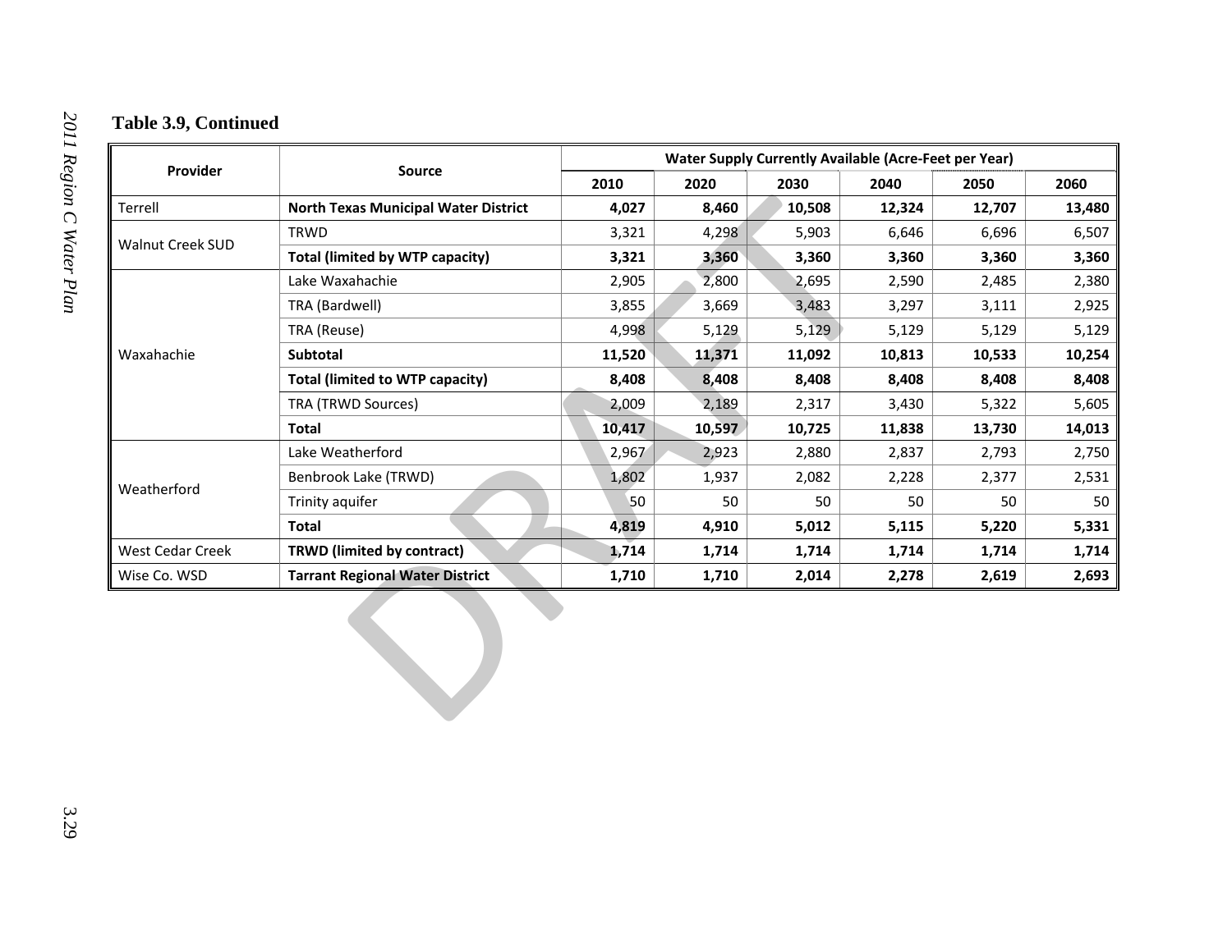**Table 3.9, Continued**

| Provider | Source | Water Supply Currently Available (Acre-Feet per Year) | | | | | |
|---|---|---|---|---|---|---|---|
| | | 2010 | 2020 | 2030 | 2040 | 2050 | 2060 |
| Terrell | **North Texas Municipal Water District** | **4,027** | **8,460** | **10,508** | **12,324** | **12,707** | **13,480** |
| Walnut Creek SUD | TRWD | 3,321 | 4,298 | 5,903 | 6,646 | 6,696 | 6,507 |
| | **Total (limited by WTP capacity)** | **3,321** | **3,360** | **3,360** | **3,360** | **3,360** | **3,360** |
| Waxahachie | Lake Waxahachie | 2,905 | 2,800 | 2,695 | 2,590 | 2,485 | 2,380 |
| | TRA (Bardwell) | 3,855 | 3,669 | 3,483 | 3,297 | 3,111 | 2,925 |
| | TRA (Reuse) | 4,998 | 5,129 | 5,129 | 5,129 | 5,129 | 5,129 |
| | **Subtotal** | **11,520** | **11,371** | **11,092** | **10,813** | **10,533** | **10,254** |
| | **Total (limited to WTP capacity)** | **8,408** | **8,408** | **8,408** | **8,408** | **8,408** | **8,408** |
| | TRA (TRWD Sources) | 2,009 | 2,189 | 2,317 | 3,430 | 5,322 | 5,605 |
| | **Total** | **10,417** | **10,597** | **10,725** | **11,838** | **13,730** | **14,013** |
| Weatherford | Lake Weatherford | 2,967 | 2,923 | 2,880 | 2,837 | 2,793 | 2,750 |
| | Benbrook Lake (TRWD) | 1,802 | 1,937 | 2,082 | 2,228 | 2,377 | 2,531 |
| | Trinity aquifer | 50 | 50 | 50 | 50 | 50 | 50 |
| | **Total** | **4,819** | **4,910** | **5,012** | **5,115** | **5,220** | **5,331** |
| West Cedar Creek | **TRWD (limited by contract)** | **1,714** | **1,714** | **1,714** | **1,714** | **1,714** | **1,714** |
| Wise Co. WSD | **Tarrant Regional Water District** | **1,710** | **1,710** | **2,014** | **2,278** | **2,619** | **2,693** |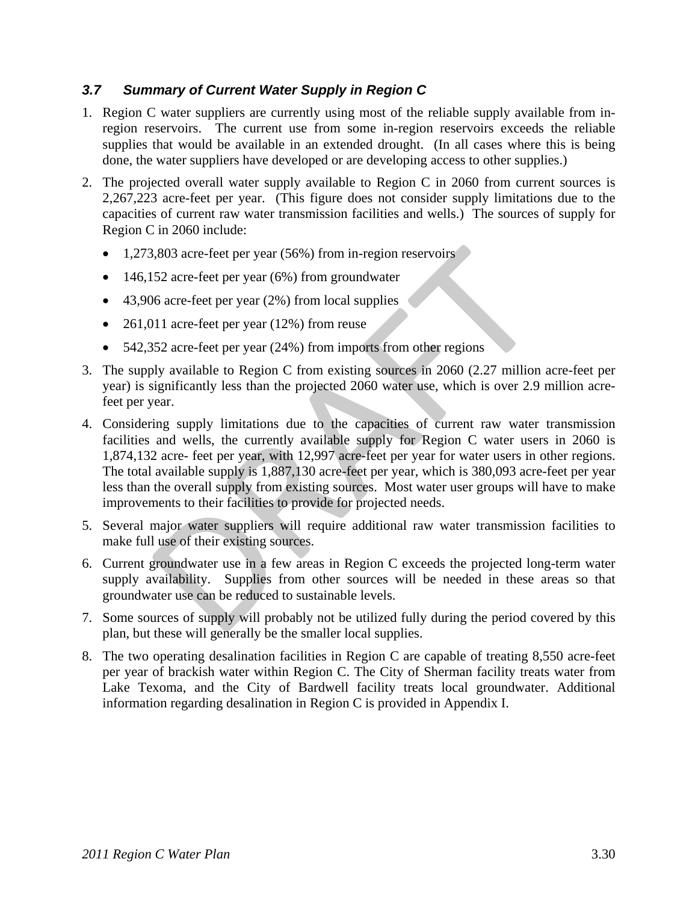### *3.7 Summary of Current Water Supply in Region C*

1. Region C water suppliers are currently using most of the reliable supply available from in-region reservoirs. The current use from some in-region reservoirs exceeds the reliable supplies that would be available in an extended drought. (In all cases where this is being done, the water suppliers have developed or are developing access to other supplies.)

2. The projected overall water supply available to Region C in 2060 from current sources is 2,267,223 acre-feet per year. (This figure does not consider supply limitations due to the capacities of current raw water transmission facilities and wells.) The sources of supply for Region C in 2060 include:
   - 1,273,803 acre-feet per year (56%) from in-region reservoirs
   - 146,152 acre-feet per year (6%) from groundwater
   - 43,906 acre-feet per year (2%) from local supplies
   - 261,011 acre-feet per year (12%) from reuse
   - 542,352 acre-feet per year (24%) from imports from other regions

3. The supply available to Region C from existing sources in 2060 (2.27 million acre-feet per year) is significantly less than the projected 2060 water use, which is over 2.9 million acre-feet per year.

4. Considering supply limitations due to the capacities of current raw water transmission facilities and wells, the currently available supply for Region C water users in 2060 is 1,874,132 acre- feet per year, with 12,997 acre-feet per year for water users in other regions. The total available supply is 1,887,130 acre-feet per year, which is 380,093 acre-feet per year less than the overall supply from existing sources. Most water user groups will have to make improvements to their facilities to provide for projected needs.

5. Several major water suppliers will require additional raw water transmission facilities to make full use of their existing sources.

6. Current groundwater use in a few areas in Region C exceeds the projected long-term water supply availability. Supplies from other sources will be needed in these areas so that groundwater use can be reduced to sustainable levels.

7. Some sources of supply will probably not be utilized fully during the period covered by this plan, but these will generally be the smaller local supplies.

8. The two operating desalination facilities in Region C are capable of treating 8,550 acre-feet per year of brackish water within Region C. The City of Sherman facility treats water from Lake Texoma, and the City of Bardwell facility treats local groundwater. Additional information regarding desalination in Region C is provided in Appendix I.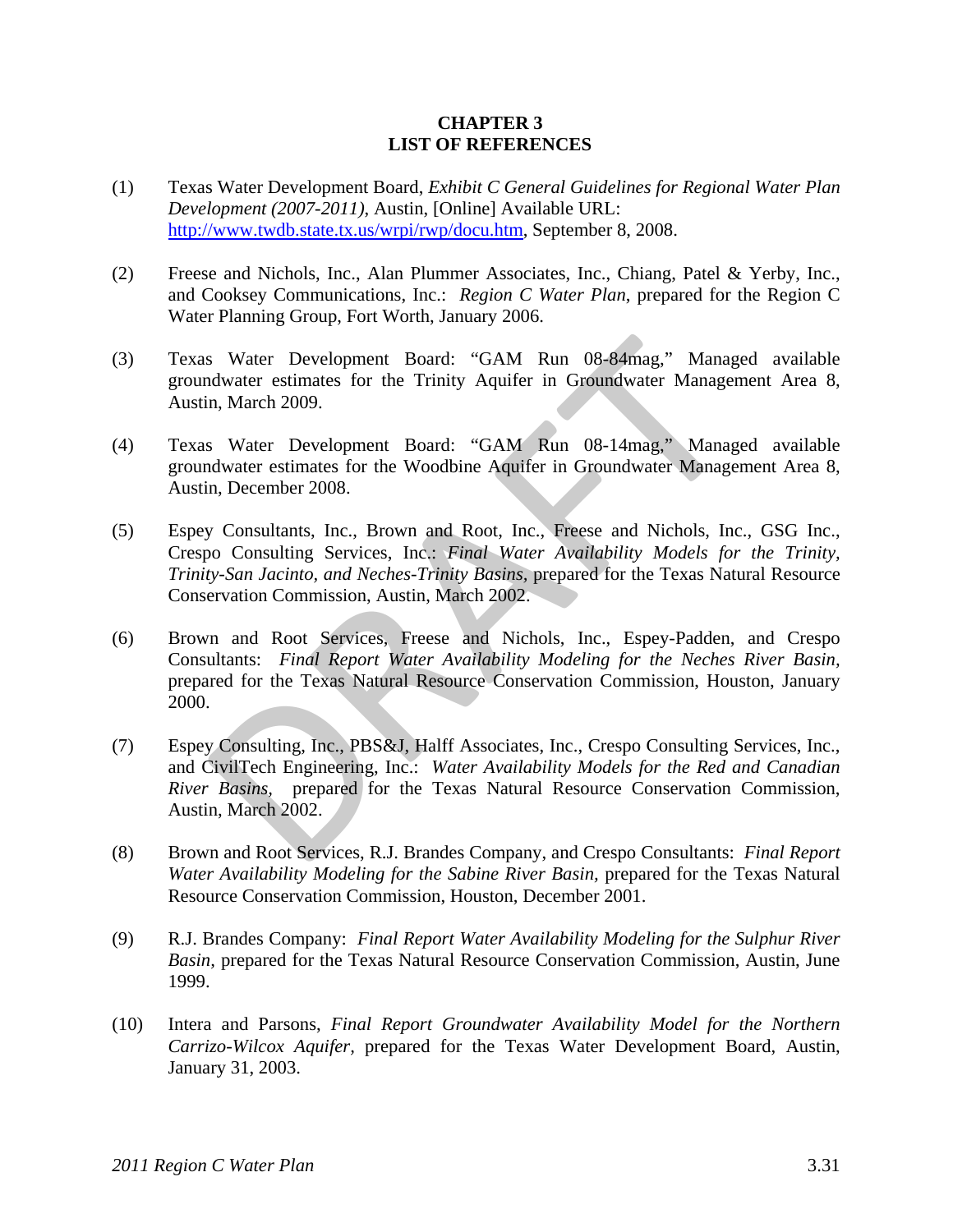# CHAPTER 3
# LIST OF REFERENCES

(1) Texas Water Development Board, *Exhibit C General Guidelines for Regional Water Plan Development (2007-2011)*, Austin, [Online] Available URL: http://www.twdb.state.tx.us/wrpi/rwp/docu.htm, September 8, 2008.

(2) Freese and Nichols, Inc., Alan Plummer Associates, Inc., Chiang, Patel & Yerby, Inc., and Cooksey Communications, Inc.: *Region C Water Plan*, prepared for the Region C Water Planning Group, Fort Worth, January 2006.

(3) Texas Water Development Board: "GAM Run 08-84mag," Managed available groundwater estimates for the Trinity Aquifer in Groundwater Management Area 8, Austin, March 2009.

(4) Texas Water Development Board: "GAM Run 08-14mag," Managed available groundwater estimates for the Woodbine Aquifer in Groundwater Management Area 8, Austin, December 2008.

(5) Espey Consultants, Inc., Brown and Root, Inc., Freese and Nichols, Inc., GSG Inc., Crespo Consulting Services, Inc.: *Final Water Availability Models for the Trinity, Trinity-San Jacinto, and Neches-Trinity Basins,* prepared for the Texas Natural Resource Conservation Commission, Austin, March 2002.

(6) Brown and Root Services, Freese and Nichols, Inc., Espey-Padden, and Crespo Consultants: *Final Report Water Availability Modeling for the Neches River Basin,* prepared for the Texas Natural Resource Conservation Commission, Houston, January 2000.

(7) Espey Consulting, Inc., PBS&J, Halff Associates, Inc., Crespo Consulting Services, Inc., and CivilTech Engineering, Inc.: *Water Availability Models for the Red and Canadian River Basins,* prepared for the Texas Natural Resource Conservation Commission, Austin, March 2002.

(8) Brown and Root Services, R.J. Brandes Company, and Crespo Consultants: *Final Report Water Availability Modeling for the Sabine River Basin,* prepared for the Texas Natural Resource Conservation Commission, Houston, December 2001.

(9) R.J. Brandes Company: *Final Report Water Availability Modeling for the Sulphur River Basin,* prepared for the Texas Natural Resource Conservation Commission, Austin, June 1999.

(10) Intera and Parsons, *Final Report Groundwater Availability Model for the Northern Carrizo-Wilcox Aquifer,* prepared for the Texas Water Development Board, Austin, January 31, 2003.